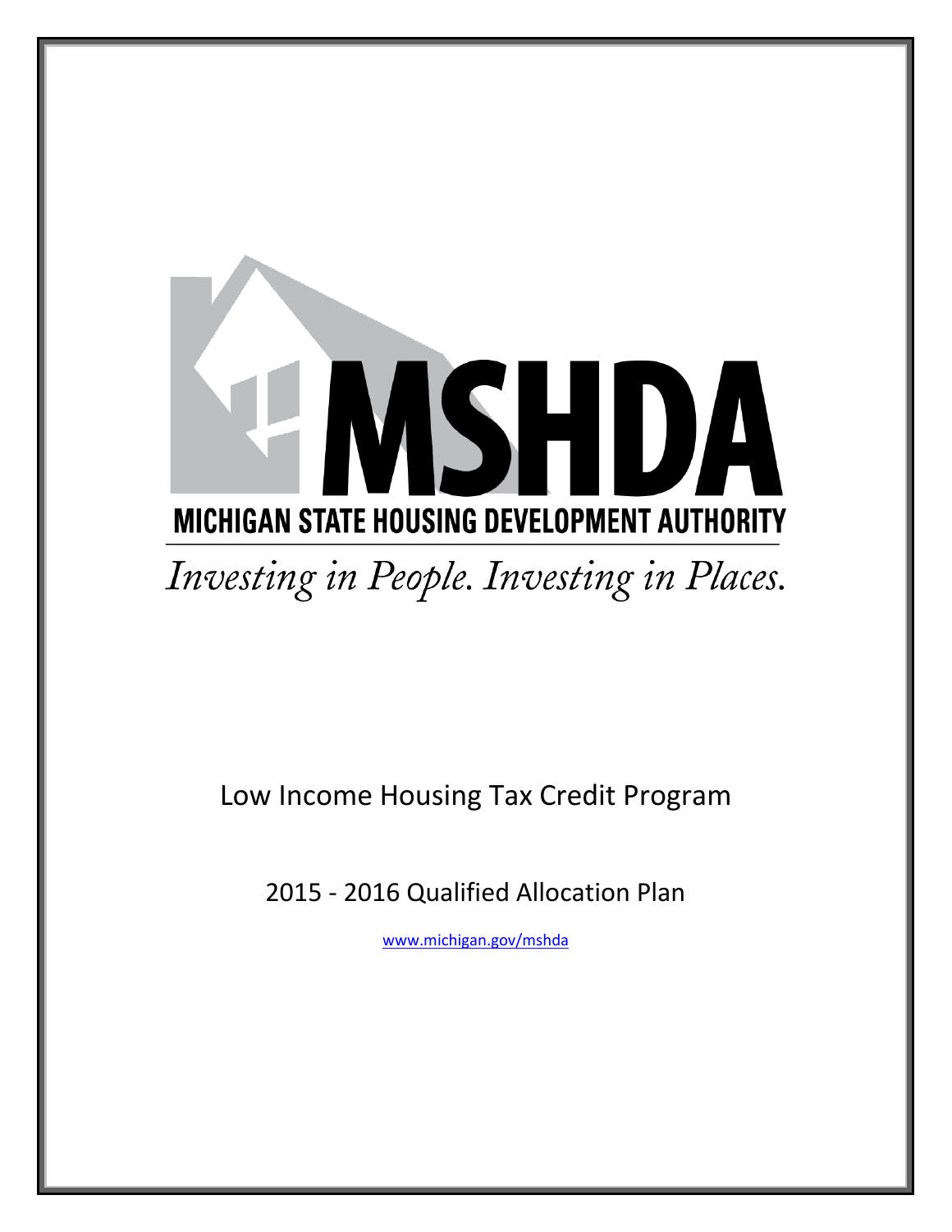# MSHDA

MICHIGAN STATE HOUSING DEVELOPMENT AUTHORITY

*Investing in People. Investing in Places.*

## Low Income Housing Tax Credit Program

## 2015 - 2016 Qualified Allocation Plan

www.michigan.gov/mshda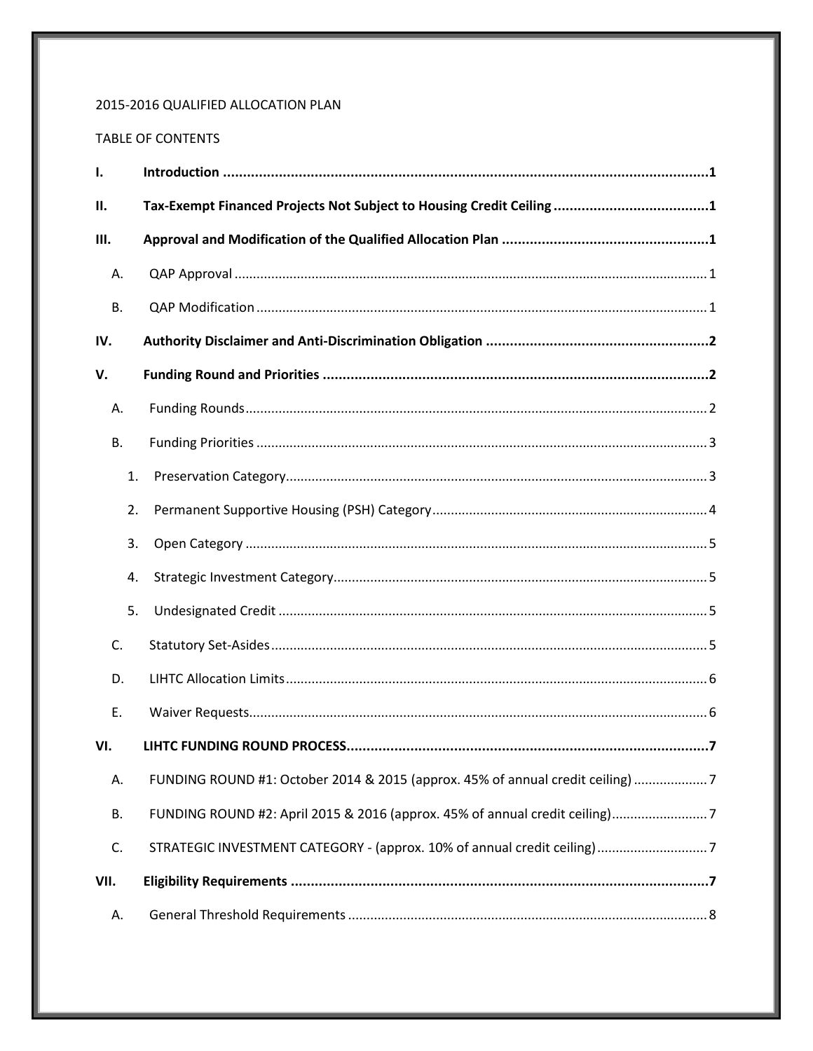2015-2016 QUALIFIED ALLOCATION PLAN

TABLE OF CONTENTS

**I. Introduction** ..... **1**

**II. Tax-Exempt Financed Projects Not Subject to Housing Credit Ceiling** ..... **1**

**III. Approval and Modification of the Qualified Allocation Plan** ..... **1**

- A. QAP Approval ..... 1
- B. QAP Modification ..... 1

**IV. Authority Disclaimer and Anti-Discrimination Obligation** ..... **2**

**V. Funding Round and Priorities** ..... **2**

- A. Funding Rounds ..... 2
- B. Funding Priorities ..... 3
  1. Preservation Category ..... 3
  2. Permanent Supportive Housing (PSH) Category ..... 4
  3. Open Category ..... 5
  4. Strategic Investment Category ..... 5
  5. Undesignated Credit ..... 5
- C. Statutory Set-Asides ..... 5
- D. LIHTC Allocation Limits ..... 6
- E. Waiver Requests ..... 6

**VI. LIHTC FUNDING ROUND PROCESS** ..... **7**

- A. FUNDING ROUND #1: October 2014 & 2015 (approx. 45% of annual credit ceiling) ..... 7
- B. FUNDING ROUND #2: April 2015 & 2016 (approx. 45% of annual credit ceiling) ..... 7
- C. STRATEGIC INVESTMENT CATEGORY - (approx. 10% of annual credit ceiling) ..... 7

**VII. Eligibility Requirements** ..... **7**

- A. General Threshold Requirements ..... 8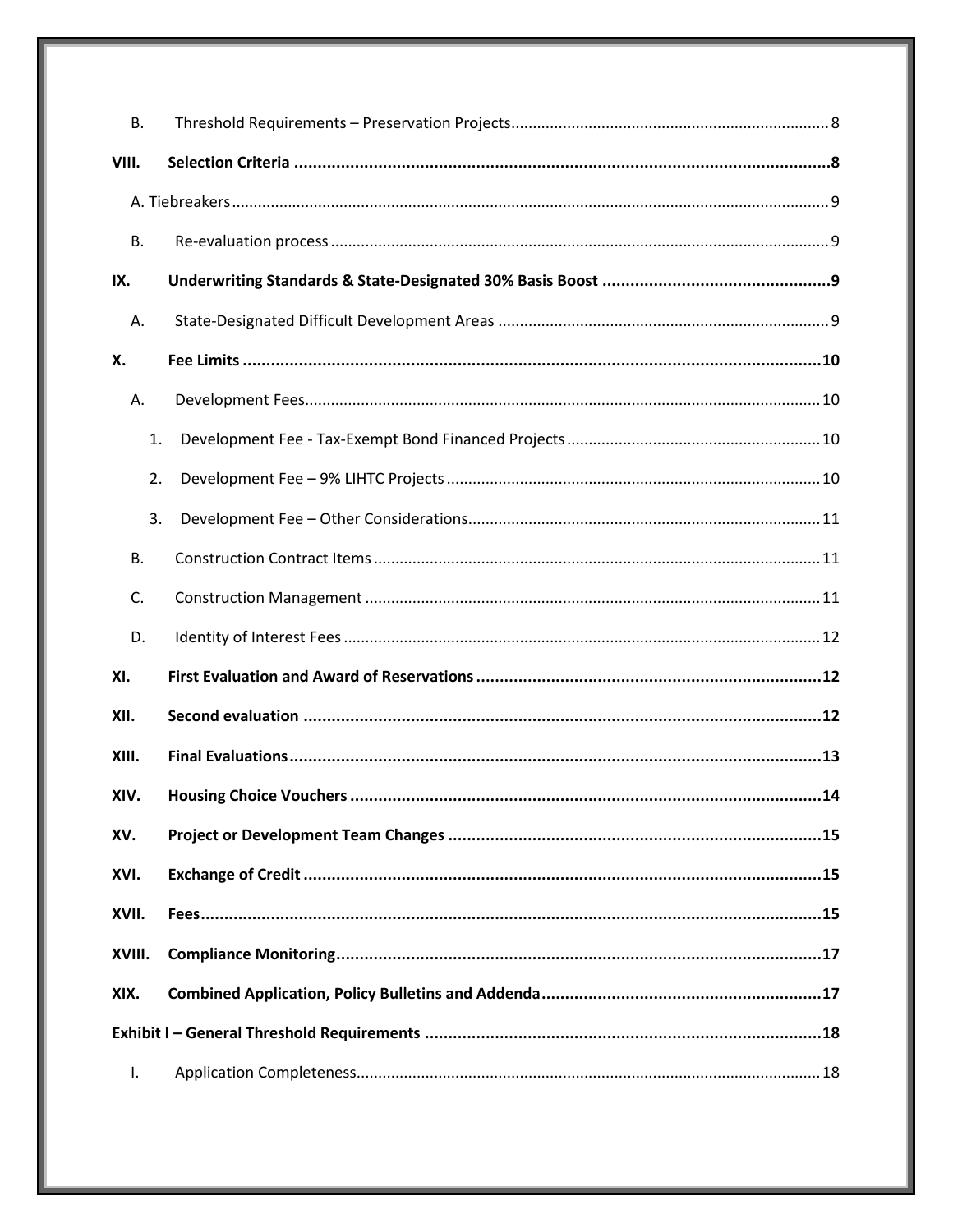B. Threshold Requirements – Preservation Projects ..... 8

**VIII. Selection Criteria ..... 8**

A. Tiebreakers ..... 9

B. Re-evaluation process ..... 9

**IX. Underwriting Standards & State-Designated 30% Basis Boost ..... 9**

A. State-Designated Difficult Development Areas ..... 9

**X. Fee Limits ..... 10**

A. Development Fees ..... 10

1. Development Fee - Tax-Exempt Bond Financed Projects ..... 10
2. Development Fee – 9% LIHTC Projects ..... 10
3. Development Fee – Other Considerations ..... 11

B. Construction Contract Items ..... 11

C. Construction Management ..... 11

D. Identity of Interest Fees ..... 12

**XI. First Evaluation and Award of Reservations ..... 12**

**XII. Second evaluation ..... 12**

**XIII. Final Evaluations ..... 13**

**XIV. Housing Choice Vouchers ..... 14**

**XV. Project or Development Team Changes ..... 15**

**XVI. Exchange of Credit ..... 15**

**XVII. Fees ..... 15**

**XVIII. Compliance Monitoring ..... 17**

**XIX. Combined Application, Policy Bulletins and Addenda ..... 17**

**Exhibit I – General Threshold Requirements ..... 18**

I. Application Completeness ..... 18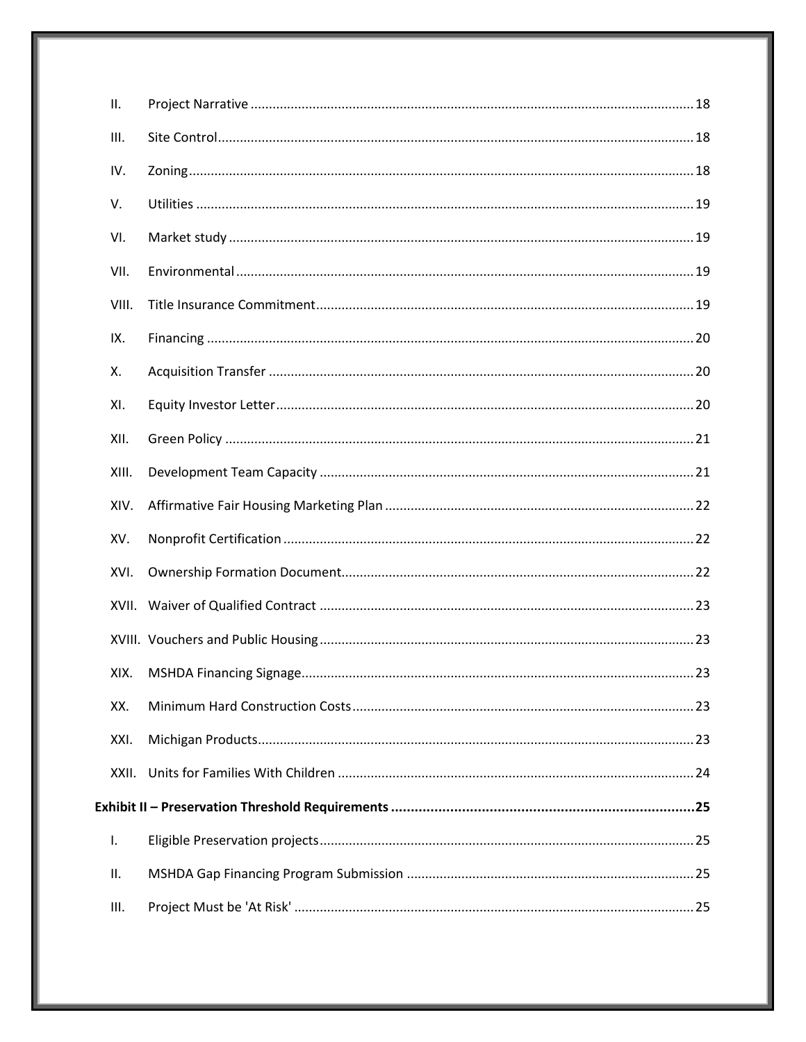II. Project Narrative ........................................................................................................................ 18

III. Site Control ................................................................................................................................ 18

IV. Zoning ........................................................................................................................................ 18

V. Utilities ....................................................................................................................................... 19

VI. Market study ............................................................................................................................. 19

VII. Environmental ........................................................................................................................... 19

VIII. Title Insurance Commitment ...................................................................................................... 19

IX. Financing .................................................................................................................................... 20

X. Acquisition Transfer ................................................................................................................... 20

XI. Equity Investor Letter ................................................................................................................. 20

XII. Green Policy ............................................................................................................................... 21

XIII. Development Team Capacity ..................................................................................................... 21

XIV. Affirmative Fair Housing Marketing Plan ................................................................................... 22

XV. Nonprofit Certification ............................................................................................................... 22

XVI. Ownership Formation Document ............................................................................................... 22

XVII. Waiver of Qualified Contract ..................................................................................................... 23

XVIII. Vouchers and Public Housing ..................................................................................................... 23

XIX. MSHDA Financing Signage .......................................................................................................... 23

XX. Minimum Hard Construction Costs ............................................................................................ 23

XXI. Michigan Products ..................................................................................................................... 23

XXII. Units for Families With Children ................................................................................................ 24

**Exhibit II – Preservation Threshold Requirements ........................................................................... 25**

I. Eligible Preservation projects ...................................................................................................... 25

II. MSHDA Gap Financing Program Submission .............................................................................. 25

III. Project Must be 'At Risk' ............................................................................................................ 25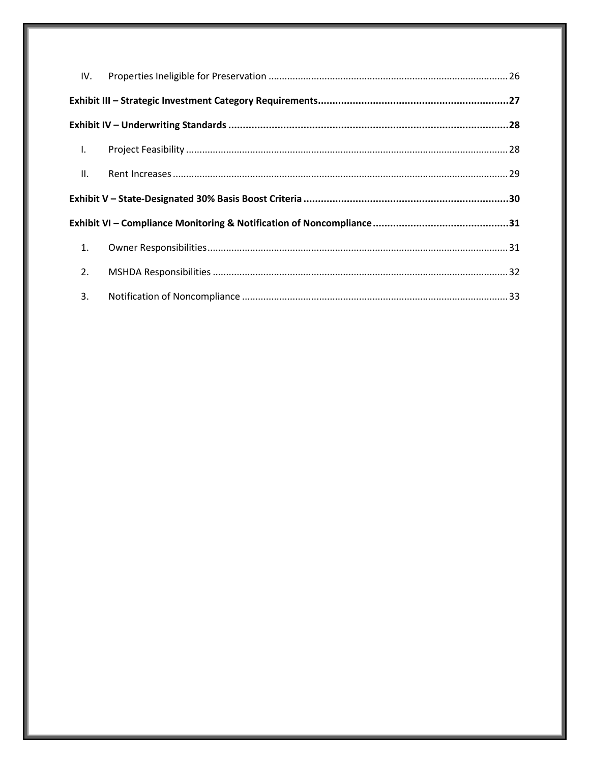IV. Properties Ineligible for Preservation ........ 26

**Exhibit III – Strategic Investment Category Requirements........ 27**

**Exhibit IV – Underwriting Standards ........ 28**

I. Project Feasibility ........ 28

II. Rent Increases ........ 29

**Exhibit V – State-Designated 30% Basis Boost Criteria ........ 30**

**Exhibit VI – Compliance Monitoring & Notification of Noncompliance ........ 31**

1. Owner Responsibilities ........ 31
2. MSHDA Responsibilities ........ 32
3. Notification of Noncompliance ........ 33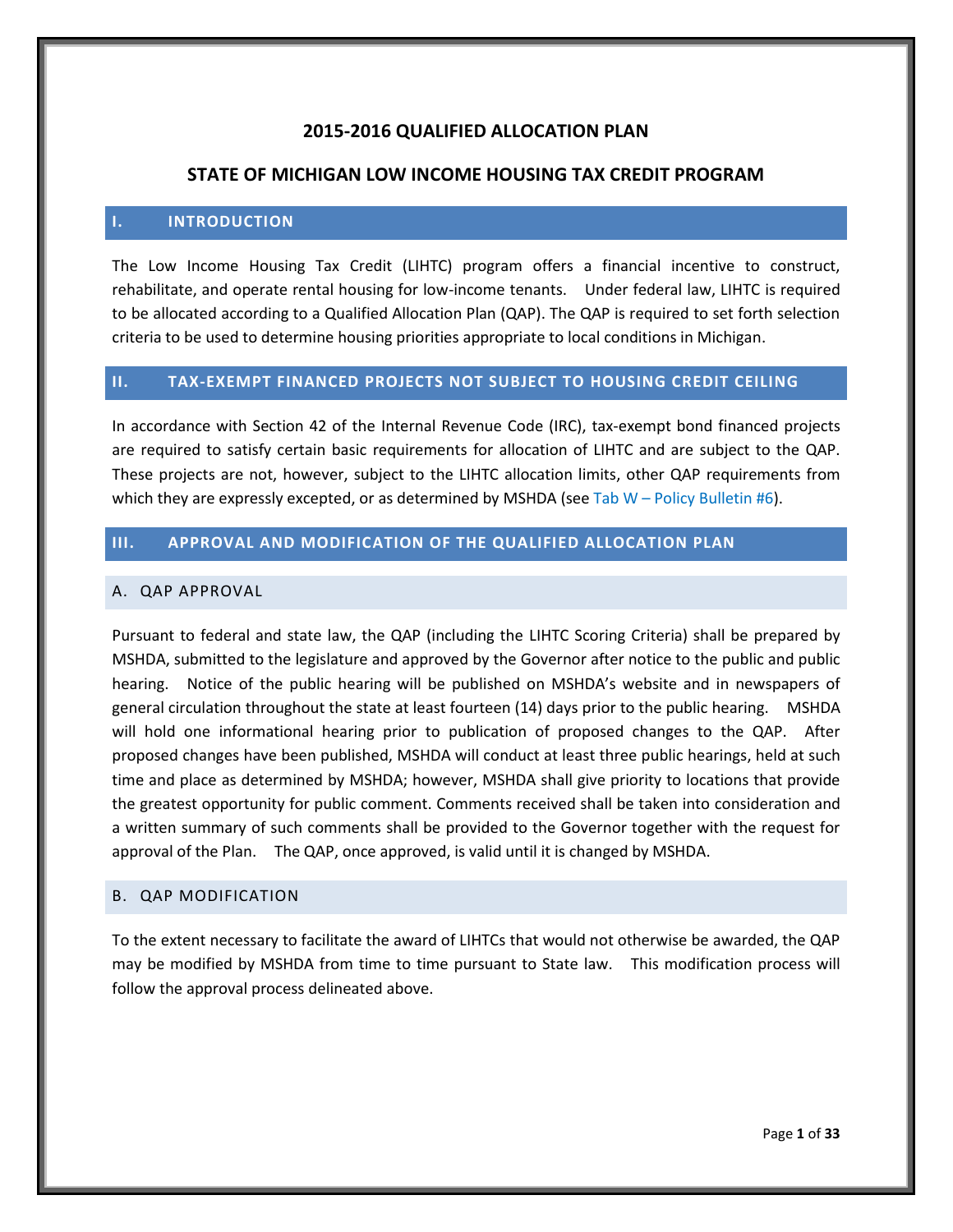# 2015-2016 QUALIFIED ALLOCATION PLAN

# STATE OF MICHIGAN LOW INCOME HOUSING TAX CREDIT PROGRAM

## I. INTRODUCTION

The Low Income Housing Tax Credit (LIHTC) program offers a financial incentive to construct, rehabilitate, and operate rental housing for low-income tenants. Under federal law, LIHTC is required to be allocated according to a Qualified Allocation Plan (QAP). The QAP is required to set forth selection criteria to be used to determine housing priorities appropriate to local conditions in Michigan.

## II. TAX-EXEMPT FINANCED PROJECTS NOT SUBJECT TO HOUSING CREDIT CEILING

In accordance with Section 42 of the Internal Revenue Code (IRC), tax-exempt bond financed projects are required to satisfy certain basic requirements for allocation of LIHTC and are subject to the QAP. These projects are not, however, subject to the LIHTC allocation limits, other QAP requirements from which they are expressly excepted, or as determined by MSHDA (see Tab W – Policy Bulletin #6).

## III. APPROVAL AND MODIFICATION OF THE QUALIFIED ALLOCATION PLAN

### A. QAP APPROVAL

Pursuant to federal and state law, the QAP (including the LIHTC Scoring Criteria) shall be prepared by MSHDA, submitted to the legislature and approved by the Governor after notice to the public and public hearing. Notice of the public hearing will be published on MSHDA's website and in newspapers of general circulation throughout the state at least fourteen (14) days prior to the public hearing. MSHDA will hold one informational hearing prior to publication of proposed changes to the QAP. After proposed changes have been published, MSHDA will conduct at least three public hearings, held at such time and place as determined by MSHDA; however, MSHDA shall give priority to locations that provide the greatest opportunity for public comment. Comments received shall be taken into consideration and a written summary of such comments shall be provided to the Governor together with the request for approval of the Plan. The QAP, once approved, is valid until it is changed by MSHDA.

### B. QAP MODIFICATION

To the extent necessary to facilitate the award of LIHTCs that would not otherwise be awarded, the QAP may be modified by MSHDA from time to time pursuant to State law. This modification process will follow the approval process delineated above.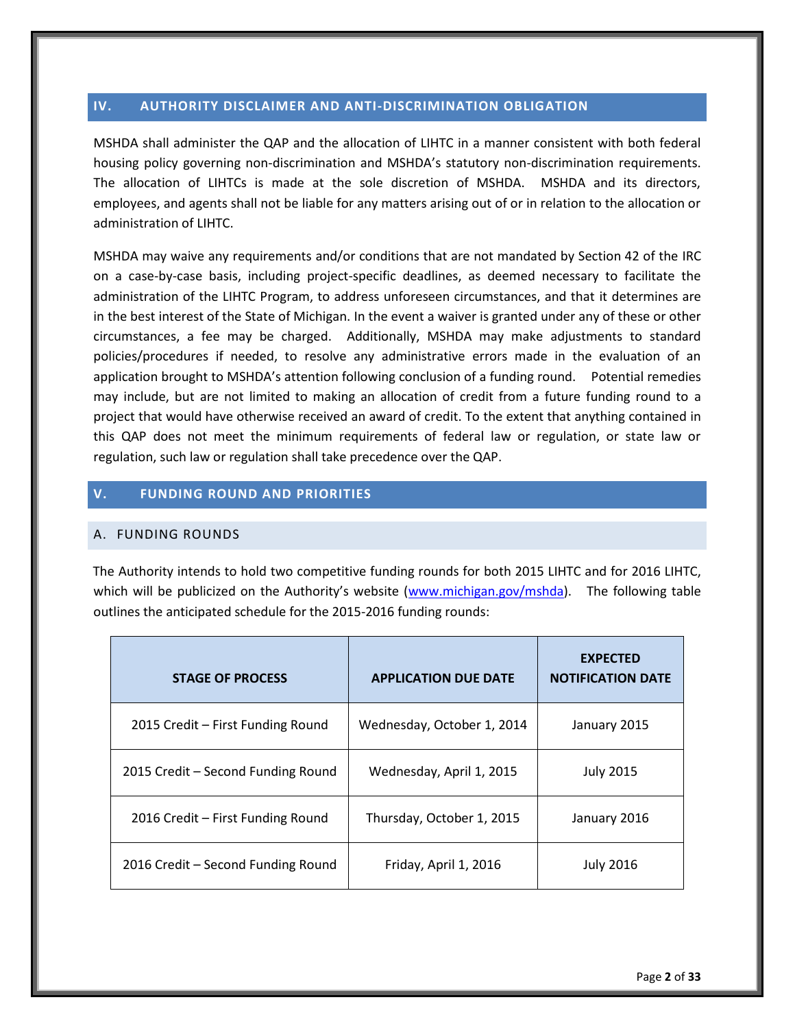## IV. AUTHORITY DISCLAIMER AND ANTI-DISCRIMINATION OBLIGATION

MSHDA shall administer the QAP and the allocation of LIHTC in a manner consistent with both federal housing policy governing non-discrimination and MSHDA's statutory non-discrimination requirements. The allocation of LIHTCs is made at the sole discretion of MSHDA. MSHDA and its directors, employees, and agents shall not be liable for any matters arising out of or in relation to the allocation or administration of LIHTC.

MSHDA may waive any requirements and/or conditions that are not mandated by Section 42 of the IRC on a case-by-case basis, including project-specific deadlines, as deemed necessary to facilitate the administration of the LIHTC Program, to address unforeseen circumstances, and that it determines are in the best interest of the State of Michigan. In the event a waiver is granted under any of these or other circumstances, a fee may be charged. Additionally, MSHDA may make adjustments to standard policies/procedures if needed, to resolve any administrative errors made in the evaluation of an application brought to MSHDA's attention following conclusion of a funding round. Potential remedies may include, but are not limited to making an allocation of credit from a future funding round to a project that would have otherwise received an award of credit. To the extent that anything contained in this QAP does not meet the minimum requirements of federal law or regulation, or state law or regulation, such law or regulation shall take precedence over the QAP.

## V. FUNDING ROUND AND PRIORITIES

### A. FUNDING ROUNDS

The Authority intends to hold two competitive funding rounds for both 2015 LIHTC and for 2016 LIHTC, which will be publicized on the Authority's website (www.michigan.gov/mshda). The following table outlines the anticipated schedule for the 2015-2016 funding rounds:

| STAGE OF PROCESS | APPLICATION DUE DATE | EXPECTED NOTIFICATION DATE |
|---|---|---|
| 2015 Credit – First Funding Round | Wednesday, October 1, 2014 | January 2015 |
| 2015 Credit – Second Funding Round | Wednesday, April 1, 2015 | July 2015 |
| 2016 Credit – First Funding Round | Thursday, October 1, 2015 | January 2016 |
| 2016 Credit – Second Funding Round | Friday, April 1, 2016 | July 2016 |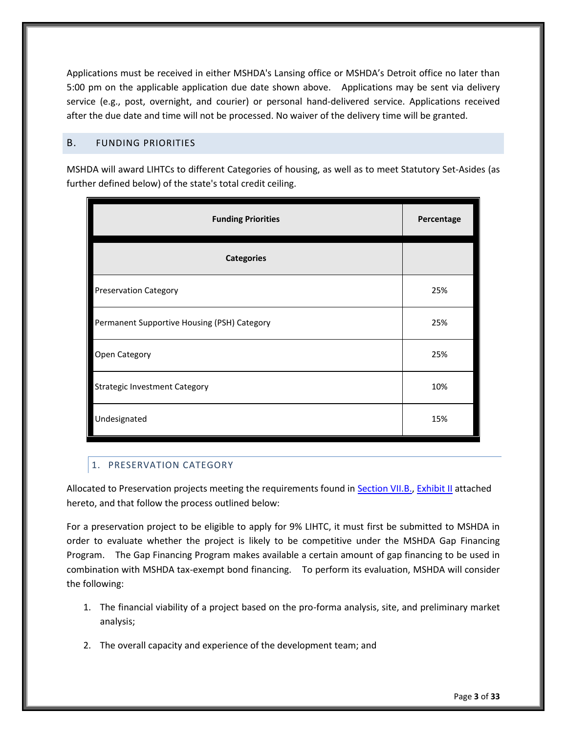Applications must be received in either MSHDA's Lansing office or MSHDA's Detroit office no later than 5:00 pm on the applicable application due date shown above. Applications may be sent via delivery service (e.g., post, overnight, and courier) or personal hand-delivered service. Applications received after the due date and time will not be processed. No waiver of the delivery time will be granted.

## B. FUNDING PRIORITIES

MSHDA will award LIHTCs to different Categories of housing, as well as to meet Statutory Set-Asides (as further defined below) of the state's total credit ceiling.

| **Funding Priorities** | **Percentage** |
|---|---|
| **Categories** | |
| Preservation Category | 25% |
| Permanent Supportive Housing (PSH) Category | 25% |
| Open Category | 25% |
| Strategic Investment Category | 10% |
| Undesignated | 15% |

### 1. PRESERVATION CATEGORY

Allocated to Preservation projects meeting the requirements found in Section VII.B., Exhibit II attached hereto, and that follow the process outlined below:

For a preservation project to be eligible to apply for 9% LIHTC, it must first be submitted to MSHDA in order to evaluate whether the project is likely to be competitive under the MSHDA Gap Financing Program. The Gap Financing Program makes available a certain amount of gap financing to be used in combination with MSHDA tax-exempt bond financing. To perform its evaluation, MSHDA will consider the following:

1. The financial viability of a project based on the pro-forma analysis, site, and preliminary market analysis;
2. The overall capacity and experience of the development team; and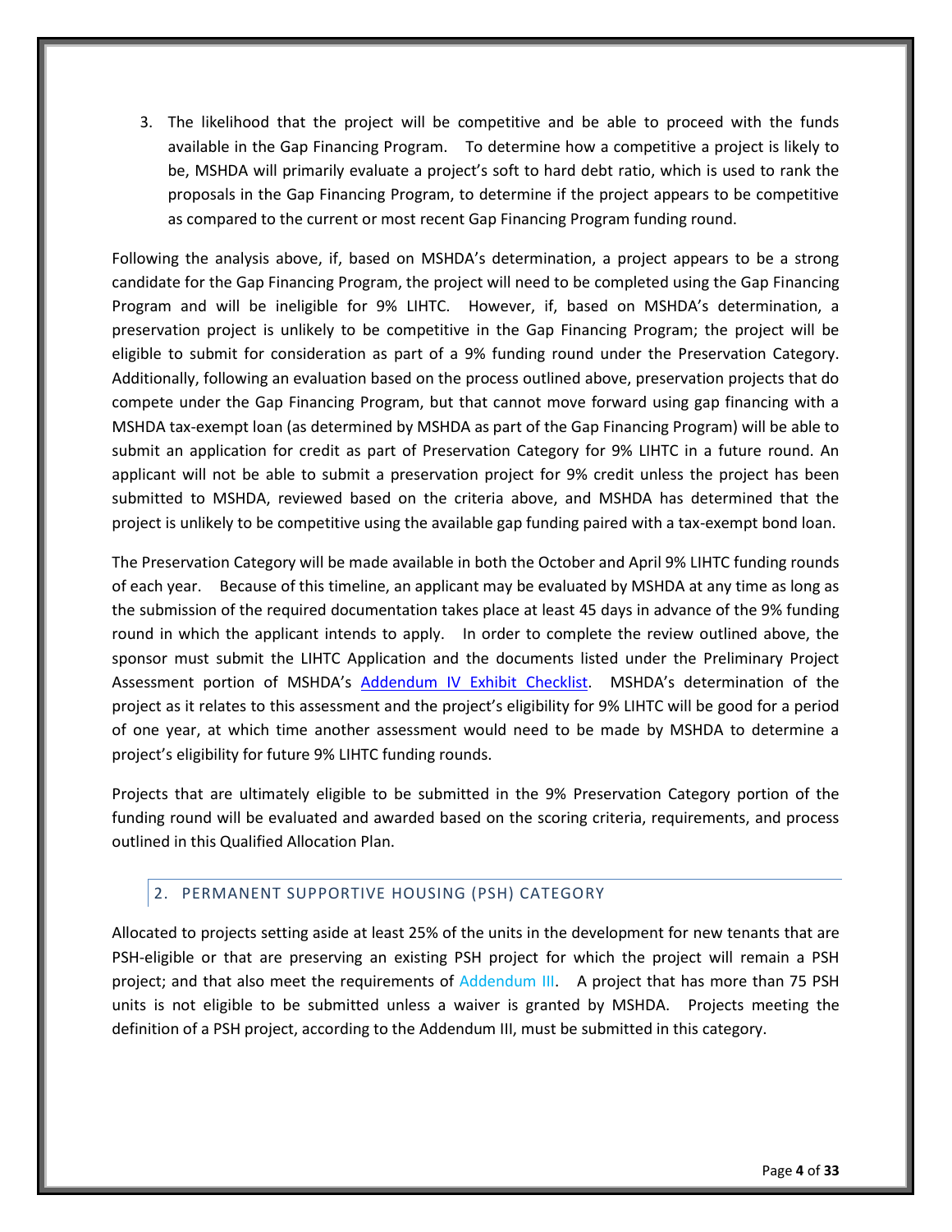3. The likelihood that the project will be competitive and be able to proceed with the funds available in the Gap Financing Program. To determine how a competitive a project is likely to be, MSHDA will primarily evaluate a project's soft to hard debt ratio, which is used to rank the proposals in the Gap Financing Program, to determine if the project appears to be competitive as compared to the current or most recent Gap Financing Program funding round.

Following the analysis above, if, based on MSHDA's determination, a project appears to be a strong candidate for the Gap Financing Program, the project will need to be completed using the Gap Financing Program and will be ineligible for 9% LIHTC. However, if, based on MSHDA's determination, a preservation project is unlikely to be competitive in the Gap Financing Program; the project will be eligible to submit for consideration as part of a 9% funding round under the Preservation Category. Additionally, following an evaluation based on the process outlined above, preservation projects that do compete under the Gap Financing Program, but that cannot move forward using gap financing with a MSHDA tax-exempt loan (as determined by MSHDA as part of the Gap Financing Program) will be able to submit an application for credit as part of Preservation Category for 9% LIHTC in a future round. An applicant will not be able to submit a preservation project for 9% credit unless the project has been submitted to MSHDA, reviewed based on the criteria above, and MSHDA has determined that the project is unlikely to be competitive using the available gap funding paired with a tax-exempt bond loan.

The Preservation Category will be made available in both the October and April 9% LIHTC funding rounds of each year. Because of this timeline, an applicant may be evaluated by MSHDA at any time as long as the submission of the required documentation takes place at least 45 days in advance of the 9% funding round in which the applicant intends to apply. In order to complete the review outlined above, the sponsor must submit the LIHTC Application and the documents listed under the Preliminary Project Assessment portion of MSHDA's Addendum IV Exhibit Checklist. MSHDA's determination of the project as it relates to this assessment and the project's eligibility for 9% LIHTC will be good for a period of one year, at which time another assessment would need to be made by MSHDA to determine a project's eligibility for future 9% LIHTC funding rounds.

Projects that are ultimately eligible to be submitted in the 9% Preservation Category portion of the funding round will be evaluated and awarded based on the scoring criteria, requirements, and process outlined in this Qualified Allocation Plan.

## 2. PERMANENT SUPPORTIVE HOUSING (PSH) CATEGORY

Allocated to projects setting aside at least 25% of the units in the development for new tenants that are PSH-eligible or that are preserving an existing PSH project for which the project will remain a PSH project; and that also meet the requirements of Addendum III. A project that has more than 75 PSH units is not eligible to be submitted unless a waiver is granted by MSHDA. Projects meeting the definition of a PSH project, according to the Addendum III, must be submitted in this category.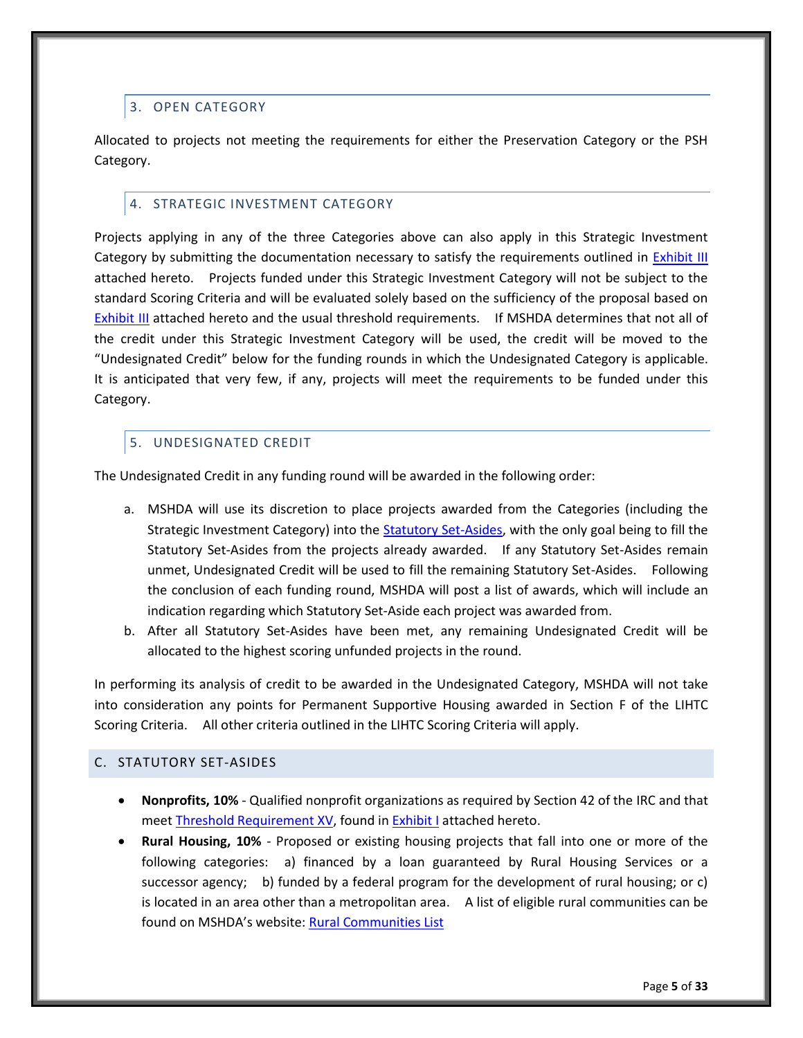### 3. OPEN CATEGORY

Allocated to projects not meeting the requirements for either the Preservation Category or the PSH Category.

### 4. STRATEGIC INVESTMENT CATEGORY

Projects applying in any of the three Categories above can also apply in this Strategic Investment Category by submitting the documentation necessary to satisfy the requirements outlined in Exhibit III attached hereto. Projects funded under this Strategic Investment Category will not be subject to the standard Scoring Criteria and will be evaluated solely based on the sufficiency of the proposal based on Exhibit III attached hereto and the usual threshold requirements. If MSHDA determines that not all of the credit under this Strategic Investment Category will be used, the credit will be moved to the "Undesignated Credit" below for the funding rounds in which the Undesignated Category is applicable. It is anticipated that very few, if any, projects will meet the requirements to be funded under this Category.

### 5. UNDESIGNATED CREDIT

The Undesignated Credit in any funding round will be awarded in the following order:

a. MSHDA will use its discretion to place projects awarded from the Categories (including the Strategic Investment Category) into the Statutory Set-Asides, with the only goal being to fill the Statutory Set-Asides from the projects already awarded. If any Statutory Set-Asides remain unmet, Undesignated Credit will be used to fill the remaining Statutory Set-Asides. Following the conclusion of each funding round, MSHDA will post a list of awards, which will include an indication regarding which Statutory Set-Aside each project was awarded from.
b. After all Statutory Set-Asides have been met, any remaining Undesignated Credit will be allocated to the highest scoring unfunded projects in the round.

In performing its analysis of credit to be awarded in the Undesignated Category, MSHDA will not take into consideration any points for Permanent Supportive Housing awarded in Section F of the LIHTC Scoring Criteria. All other criteria outlined in the LIHTC Scoring Criteria will apply.

## C. STATUTORY SET-ASIDES

- **Nonprofits, 10%** - Qualified nonprofit organizations as required by Section 42 of the IRC and that meet Threshold Requirement XV, found in Exhibit I attached hereto.
- **Rural Housing, 10%** - Proposed or existing housing projects that fall into one or more of the following categories: a) financed by a loan guaranteed by Rural Housing Services or a successor agency; b) funded by a federal program for the development of rural housing; or c) is located in an area other than a metropolitan area. A list of eligible rural communities can be found on MSHDA's website: Rural Communities List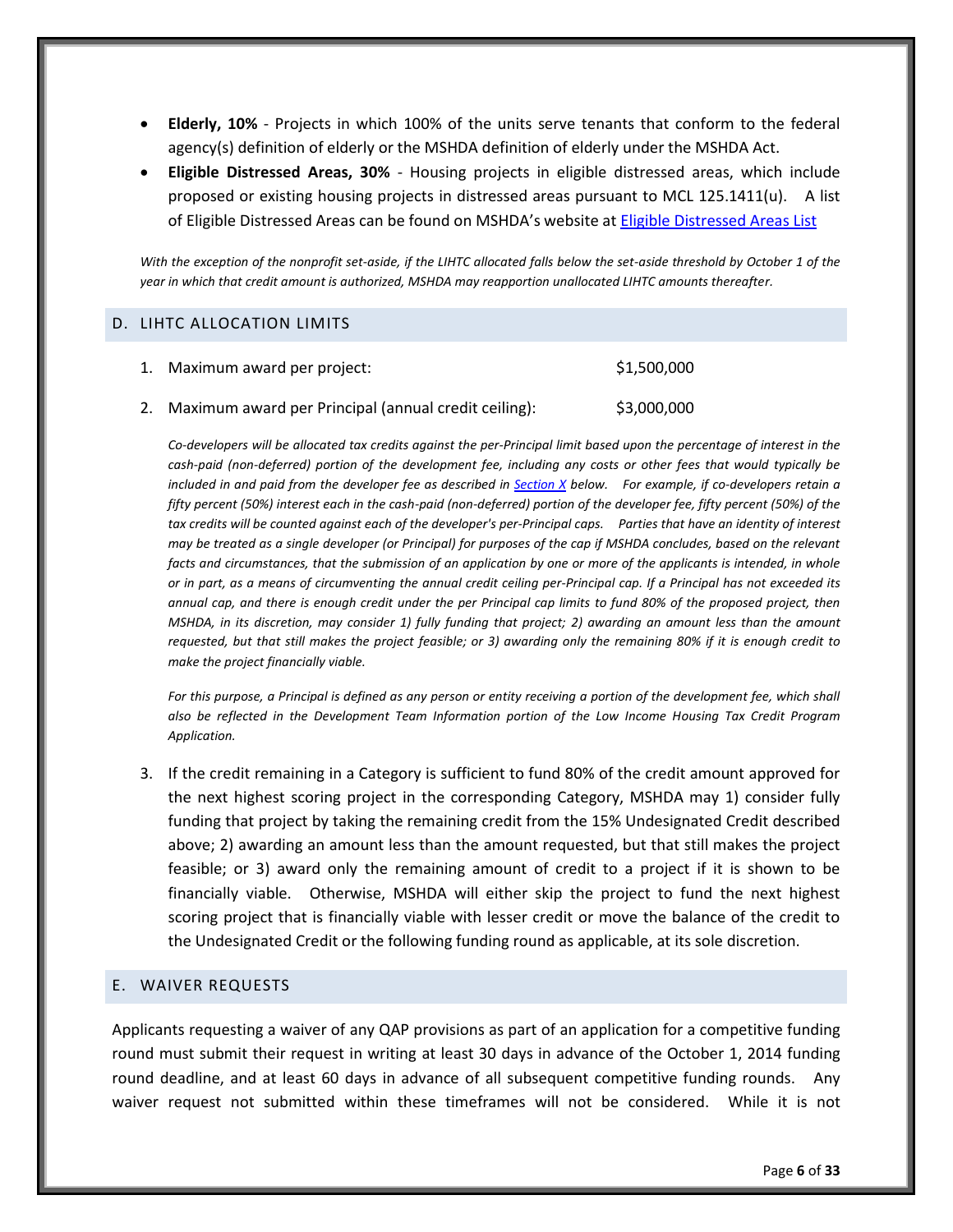- **Elderly, 10%** - Projects in which 100% of the units serve tenants that conform to the federal agency(s) definition of elderly or the MSHDA definition of elderly under the MSHDA Act.
- **Eligible Distressed Areas, 30%** - Housing projects in eligible distressed areas, which include proposed or existing housing projects in distressed areas pursuant to MCL 125.1411(u). A list of Eligible Distressed Areas can be found on MSHDA's website at [Eligible Distressed Areas List]

*With the exception of the nonprofit set-aside, if the LIHTC allocated falls below the set-aside threshold by October 1 of the year in which that credit amount is authorized, MSHDA may reapportion unallocated LIHTC amounts thereafter.*

## D. LIHTC ALLOCATION LIMITS

1. Maximum award per project: $1,500,000

2. Maximum award per Principal (annual credit ceiling): $3,000,000

   *Co-developers will be allocated tax credits against the per-Principal limit based upon the percentage of interest in the cash-paid (non-deferred) portion of the development fee, including any costs or other fees that would typically be included in and paid from the developer fee as described in [Section X] below. For example, if co-developers retain a fifty percent (50%) interest each in the cash-paid (non-deferred) portion of the developer fee, fifty percent (50%) of the tax credits will be counted against each of the developer's per-Principal caps. Parties that have an identity of interest may be treated as a single developer (or Principal) for purposes of the cap if MSHDA concludes, based on the relevant facts and circumstances, that the submission of an application by one or more of the applicants is intended, in whole or in part, as a means of circumventing the annual credit ceiling per-Principal cap. If a Principal has not exceeded its annual cap, and there is enough credit under the per Principal cap limits to fund 80% of the proposed project, then MSHDA, in its discretion, may consider 1) fully funding that project; 2) awarding an amount less than the amount requested, but that still makes the project feasible; or 3) awarding only the remaining 80% if it is enough credit to make the project financially viable.*

   *For this purpose, a Principal is defined as any person or entity receiving a portion of the development fee, which shall also be reflected in the Development Team Information portion of the Low Income Housing Tax Credit Program Application.*

3. If the credit remaining in a Category is sufficient to fund 80% of the credit amount approved for the next highest scoring project in the corresponding Category, MSHDA may 1) consider fully funding that project by taking the remaining credit from the 15% Undesignated Credit described above; 2) awarding an amount less than the amount requested, but that still makes the project feasible; or 3) award only the remaining amount of credit to a project if it is shown to be financially viable. Otherwise, MSHDA will either skip the project to fund the next highest scoring project that is financially viable with lesser credit or move the balance of the credit to the Undesignated Credit or the following funding round as applicable, at its sole discretion.

## E. WAIVER REQUESTS

Applicants requesting a waiver of any QAP provisions as part of an application for a competitive funding round must submit their request in writing at least 30 days in advance of the October 1, 2014 funding round deadline, and at least 60 days in advance of all subsequent competitive funding rounds. Any waiver request not submitted within these timeframes will not be considered. While it is not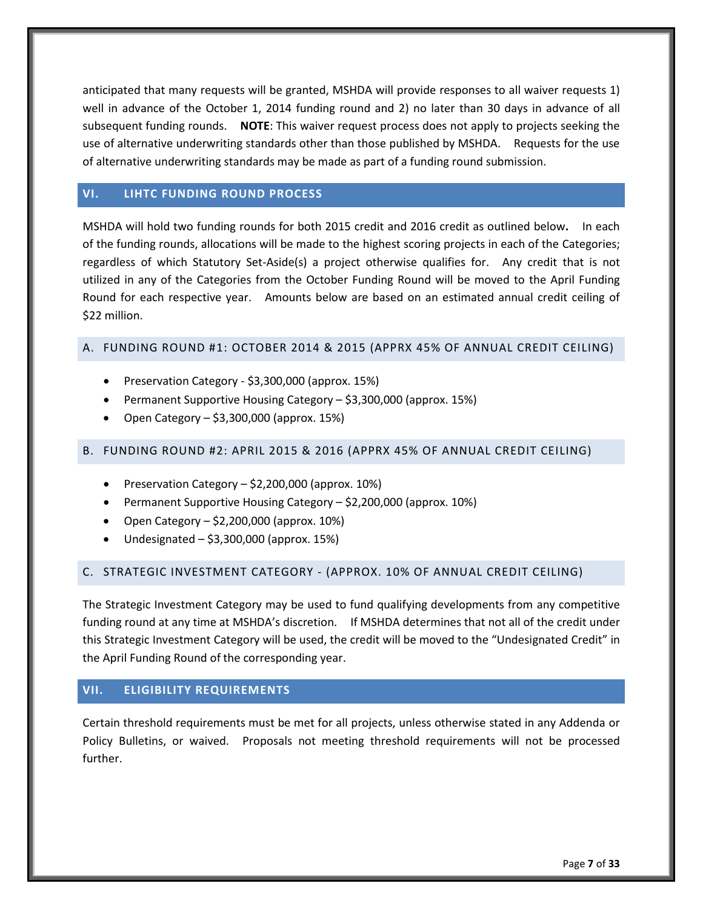anticipated that many requests will be granted, MSHDA will provide responses to all waiver requests 1) well in advance of the October 1, 2014 funding round and 2) no later than 30 days in advance of all subsequent funding rounds. **NOTE**: This waiver request process does not apply to projects seeking the use of alternative underwriting standards other than those published by MSHDA. Requests for the use of alternative underwriting standards may be made as part of a funding round submission.

## VI. LIHTC FUNDING ROUND PROCESS

MSHDA will hold two funding rounds for both 2015 credit and 2016 credit as outlined below**.** In each of the funding rounds, allocations will be made to the highest scoring projects in each of the Categories; regardless of which Statutory Set-Aside(s) a project otherwise qualifies for. Any credit that is not utilized in any of the Categories from the October Funding Round will be moved to the April Funding Round for each respective year. Amounts below are based on an estimated annual credit ceiling of $22 million.

### A. FUNDING ROUND #1: OCTOBER 2014 & 2015 (APPRX 45% OF ANNUAL CREDIT CEILING)

- Preservation Category - $3,300,000 (approx. 15%)
- Permanent Supportive Housing Category – $3,300,000 (approx. 15%)
- Open Category – $3,300,000 (approx. 15%)

### B. FUNDING ROUND #2: APRIL 2015 & 2016 (APPRX 45% OF ANNUAL CREDIT CEILING)

- Preservation Category – $2,200,000 (approx. 10%)
- Permanent Supportive Housing Category – $2,200,000 (approx. 10%)
- Open Category – $2,200,000 (approx. 10%)
- Undesignated – $3,300,000 (approx. 15%)

### C. STRATEGIC INVESTMENT CATEGORY - (APPROX. 10% OF ANNUAL CREDIT CEILING)

The Strategic Investment Category may be used to fund qualifying developments from any competitive funding round at any time at MSHDA's discretion. If MSHDA determines that not all of the credit under this Strategic Investment Category will be used, the credit will be moved to the "Undesignated Credit" in the April Funding Round of the corresponding year.

## VII. ELIGIBILITY REQUIREMENTS

Certain threshold requirements must be met for all projects, unless otherwise stated in any Addenda or Policy Bulletins, or waived. Proposals not meeting threshold requirements will not be processed further.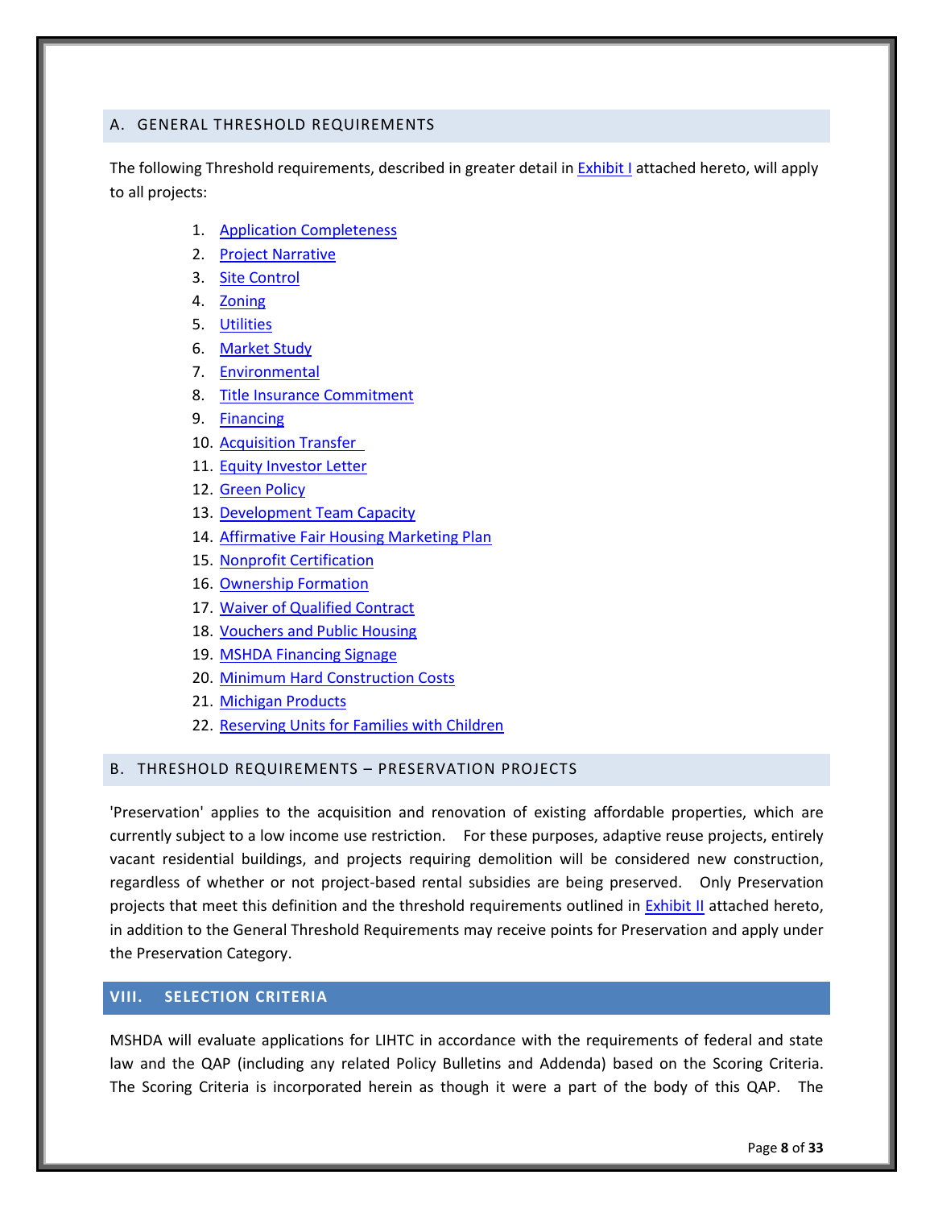## A. GENERAL THRESHOLD REQUIREMENTS

The following Threshold requirements, described in greater detail in Exhibit I attached hereto, will apply to all projects:

1. Application Completeness
2. Project Narrative
3. Site Control
4. Zoning
5. Utilities
6. Market Study
7. Environmental
8. Title Insurance Commitment
9. Financing
10. Acquisition Transfer
11. Equity Investor Letter
12. Green Policy
13. Development Team Capacity
14. Affirmative Fair Housing Marketing Plan
15. Nonprofit Certification
16. Ownership Formation
17. Waiver of Qualified Contract
18. Vouchers and Public Housing
19. MSHDA Financing Signage
20. Minimum Hard Construction Costs
21. Michigan Products
22. Reserving Units for Families with Children

## B. THRESHOLD REQUIREMENTS – PRESERVATION PROJECTS

'Preservation' applies to the acquisition and renovation of existing affordable properties, which are currently subject to a low income use restriction. For these purposes, adaptive reuse projects, entirely vacant residential buildings, and projects requiring demolition will be considered new construction, regardless of whether or not project-based rental subsidies are being preserved. Only Preservation projects that meet this definition and the threshold requirements outlined in Exhibit II attached hereto, in addition to the General Threshold Requirements may receive points for Preservation and apply under the Preservation Category.

# VIII. SELECTION CRITERIA

MSHDA will evaluate applications for LIHTC in accordance with the requirements of federal and state law and the QAP (including any related Policy Bulletins and Addenda) based on the Scoring Criteria. The Scoring Criteria is incorporated herein as though it were a part of the body of this QAP. The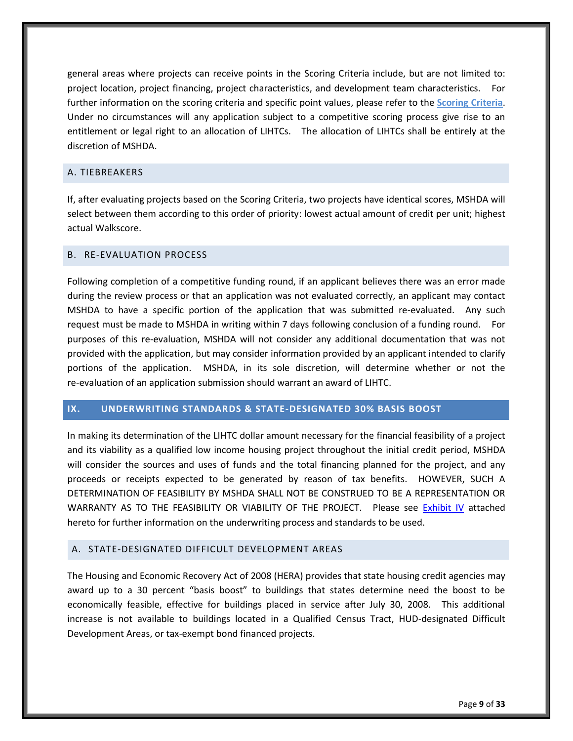general areas where projects can receive points in the Scoring Criteria include, but are not limited to: project location, project financing, project characteristics, and development team characteristics. For further information on the scoring criteria and specific point values, please refer to the **Scoring Criteria**. Under no circumstances will any application subject to a competitive scoring process give rise to an entitlement or legal right to an allocation of LIHTCs. The allocation of LIHTCs shall be entirely at the discretion of MSHDA.

### A. TIEBREAKERS

If, after evaluating projects based on the Scoring Criteria, two projects have identical scores, MSHDA will select between them according to this order of priority: lowest actual amount of credit per unit; highest actual Walkscore.

### B. RE-EVALUATION PROCESS

Following completion of a competitive funding round, if an applicant believes there was an error made during the review process or that an application was not evaluated correctly, an applicant may contact MSHDA to have a specific portion of the application that was submitted re-evaluated. Any such request must be made to MSHDA in writing within 7 days following conclusion of a funding round. For purposes of this re-evaluation, MSHDA will not consider any additional documentation that was not provided with the application, but may consider information provided by an applicant intended to clarify portions of the application. MSHDA, in its sole discretion, will determine whether or not the re-evaluation of an application submission should warrant an award of LIHTC.

## IX. UNDERWRITING STANDARDS & STATE-DESIGNATED 30% BASIS BOOST

In making its determination of the LIHTC dollar amount necessary for the financial feasibility of a project and its viability as a qualified low income housing project throughout the initial credit period, MSHDA will consider the sources and uses of funds and the total financing planned for the project, and any proceeds or receipts expected to be generated by reason of tax benefits. HOWEVER, SUCH A DETERMINATION OF FEASIBILITY BY MSHDA SHALL NOT BE CONSTRUED TO BE A REPRESENTATION OR WARRANTY AS TO THE FEASIBILITY OR VIABILITY OF THE PROJECT. Please see Exhibit IV attached hereto for further information on the underwriting process and standards to be used.

### A. STATE-DESIGNATED DIFFICULT DEVELOPMENT AREAS

The Housing and Economic Recovery Act of 2008 (HERA) provides that state housing credit agencies may award up to a 30 percent "basis boost" to buildings that states determine need the boost to be economically feasible, effective for buildings placed in service after July 30, 2008. This additional increase is not available to buildings located in a Qualified Census Tract, HUD-designated Difficult Development Areas, or tax-exempt bond financed projects.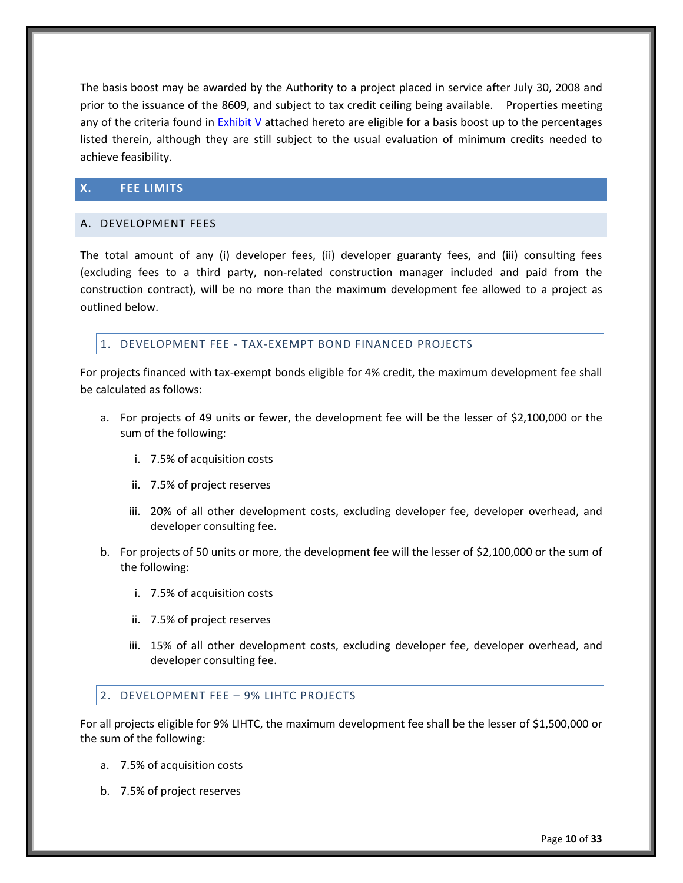The basis boost may be awarded by the Authority to a project placed in service after July 30, 2008 and prior to the issuance of the 8609, and subject to tax credit ceiling being available. Properties meeting any of the criteria found in [Exhibit V](#) attached hereto are eligible for a basis boost up to the percentages listed therein, although they are still subject to the usual evaluation of minimum credits needed to achieve feasibility.

## X. FEE LIMITS

### A. DEVELOPMENT FEES

The total amount of any (i) developer fees, (ii) developer guaranty fees, and (iii) consulting fees (excluding fees to a third party, non-related construction manager included and paid from the construction contract), will be no more than the maximum development fee allowed to a project as outlined below.

#### 1. DEVELOPMENT FEE - TAX-EXEMPT BOND FINANCED PROJECTS

For projects financed with tax-exempt bonds eligible for 4% credit, the maximum development fee shall be calculated as follows:

a. For projects of 49 units or fewer, the development fee will be the lesser of $2,100,000 or the sum of the following:

   i. 7.5% of acquisition costs

   ii. 7.5% of project reserves

   iii. 20% of all other development costs, excluding developer fee, developer overhead, and developer consulting fee.

b. For projects of 50 units or more, the development fee will the lesser of $2,100,000 or the sum of the following:

   i. 7.5% of acquisition costs

   ii. 7.5% of project reserves

   iii. 15% of all other development costs, excluding developer fee, developer overhead, and developer consulting fee.

#### 2. DEVELOPMENT FEE – 9% LIHTC PROJECTS

For all projects eligible for 9% LIHTC, the maximum development fee shall be the lesser of $1,500,000 or the sum of the following:

a. 7.5% of acquisition costs

b. 7.5% of project reserves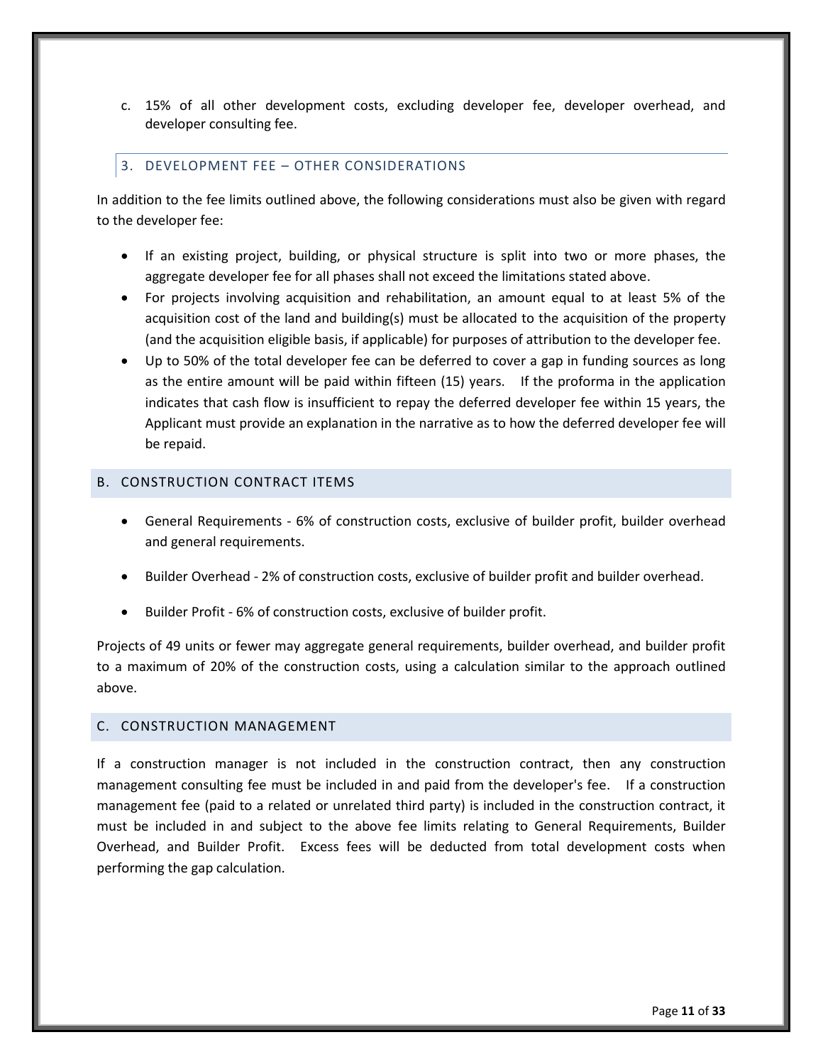c. 15% of all other development costs, excluding developer fee, developer overhead, and developer consulting fee.

### 3. DEVELOPMENT FEE – OTHER CONSIDERATIONS

In addition to the fee limits outlined above, the following considerations must also be given with regard to the developer fee:

- If an existing project, building, or physical structure is split into two or more phases, the aggregate developer fee for all phases shall not exceed the limitations stated above.
- For projects involving acquisition and rehabilitation, an amount equal to at least 5% of the acquisition cost of the land and building(s) must be allocated to the acquisition of the property (and the acquisition eligible basis, if applicable) for purposes of attribution to the developer fee.
- Up to 50% of the total developer fee can be deferred to cover a gap in funding sources as long as the entire amount will be paid within fifteen (15) years. If the proforma in the application indicates that cash flow is insufficient to repay the deferred developer fee within 15 years, the Applicant must provide an explanation in the narrative as to how the deferred developer fee will be repaid.

## B. CONSTRUCTION CONTRACT ITEMS

- General Requirements - 6% of construction costs, exclusive of builder profit, builder overhead and general requirements.
- Builder Overhead - 2% of construction costs, exclusive of builder profit and builder overhead.
- Builder Profit - 6% of construction costs, exclusive of builder profit.

Projects of 49 units or fewer may aggregate general requirements, builder overhead, and builder profit to a maximum of 20% of the construction costs, using a calculation similar to the approach outlined above.

## C. CONSTRUCTION MANAGEMENT

If a construction manager is not included in the construction contract, then any construction management consulting fee must be included in and paid from the developer's fee. If a construction management fee (paid to a related or unrelated third party) is included in the construction contract, it must be included in and subject to the above fee limits relating to General Requirements, Builder Overhead, and Builder Profit. Excess fees will be deducted from total development costs when performing the gap calculation.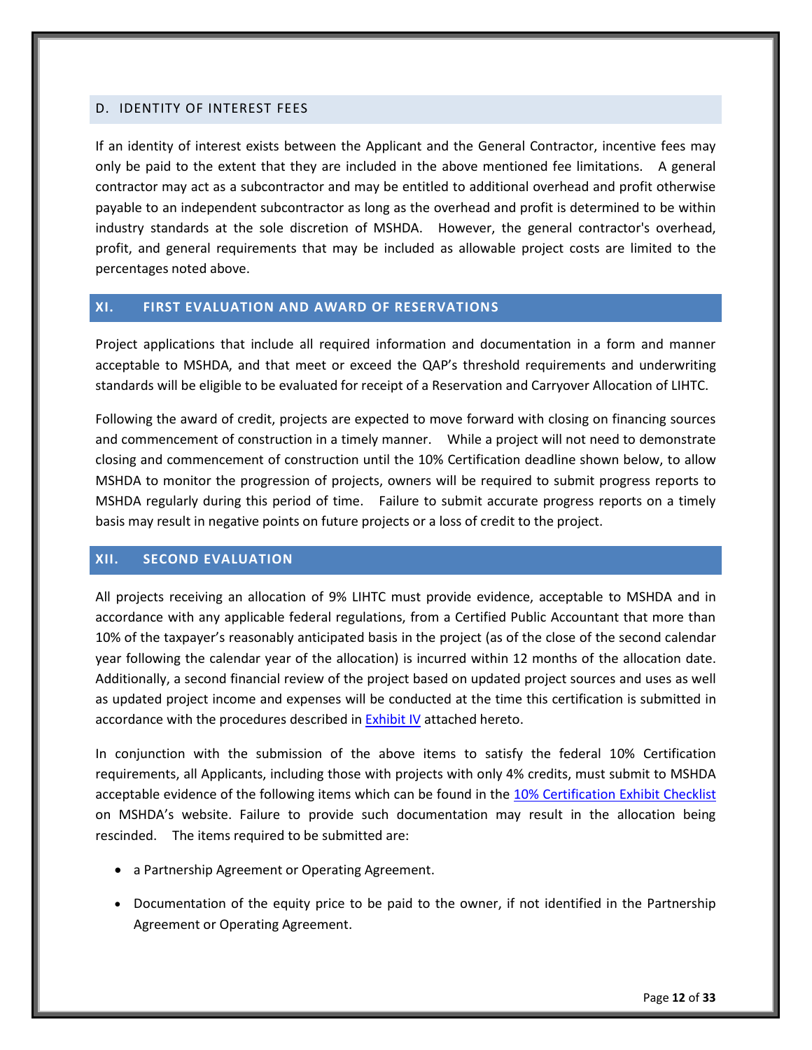### D. IDENTITY OF INTEREST FEES

If an identity of interest exists between the Applicant and the General Contractor, incentive fees may only be paid to the extent that they are included in the above mentioned fee limitations. A general contractor may act as a subcontractor and may be entitled to additional overhead and profit otherwise payable to an independent subcontractor as long as the overhead and profit is determined to be within industry standards at the sole discretion of MSHDA. However, the general contractor's overhead, profit, and general requirements that may be included as allowable project costs are limited to the percentages noted above.

## XI. FIRST EVALUATION AND AWARD OF RESERVATIONS

Project applications that include all required information and documentation in a form and manner acceptable to MSHDA, and that meet or exceed the QAP's threshold requirements and underwriting standards will be eligible to be evaluated for receipt of a Reservation and Carryover Allocation of LIHTC.

Following the award of credit, projects are expected to move forward with closing on financing sources and commencement of construction in a timely manner. While a project will not need to demonstrate closing and commencement of construction until the 10% Certification deadline shown below, to allow MSHDA to monitor the progression of projects, owners will be required to submit progress reports to MSHDA regularly during this period of time. Failure to submit accurate progress reports on a timely basis may result in negative points on future projects or a loss of credit to the project.

## XII. SECOND EVALUATION

All projects receiving an allocation of 9% LIHTC must provide evidence, acceptable to MSHDA and in accordance with any applicable federal regulations, from a Certified Public Accountant that more than 10% of the taxpayer's reasonably anticipated basis in the project (as of the close of the second calendar year following the calendar year of the allocation) is incurred within 12 months of the allocation date. Additionally, a second financial review of the project based on updated project sources and uses as well as updated project income and expenses will be conducted at the time this certification is submitted in accordance with the procedures described in Exhibit IV attached hereto.

In conjunction with the submission of the above items to satisfy the federal 10% Certification requirements, all Applicants, including those with projects with only 4% credits, must submit to MSHDA acceptable evidence of the following items which can be found in the 10% Certification Exhibit Checklist on MSHDA's website. Failure to provide such documentation may result in the allocation being rescinded. The items required to be submitted are:

- a Partnership Agreement or Operating Agreement.
- Documentation of the equity price to be paid to the owner, if not identified in the Partnership Agreement or Operating Agreement.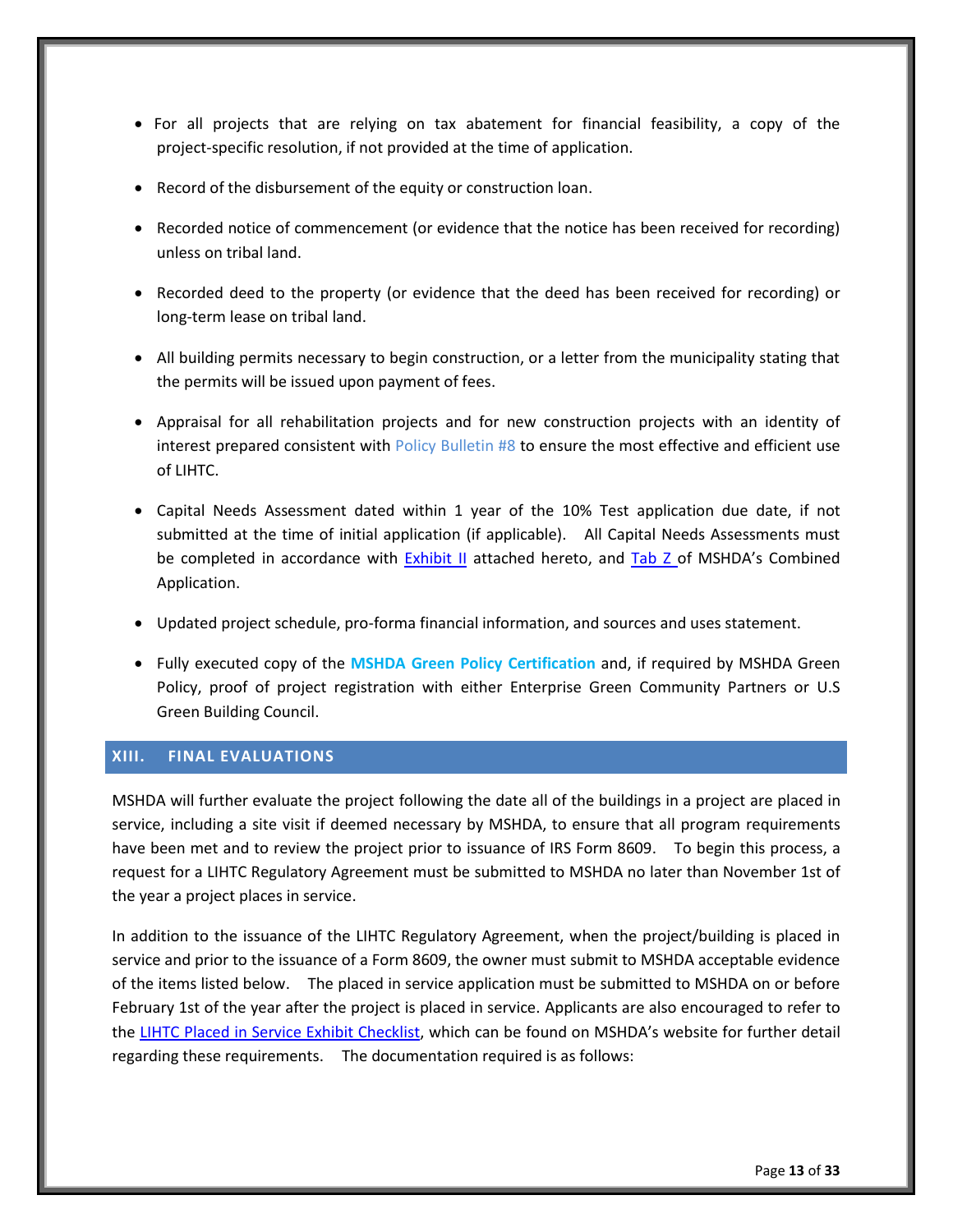- For all projects that are relying on tax abatement for financial feasibility, a copy of the project-specific resolution, if not provided at the time of application.
- Record of the disbursement of the equity or construction loan.
- Recorded notice of commencement (or evidence that the notice has been received for recording) unless on tribal land.
- Recorded deed to the property (or evidence that the deed has been received for recording) or long-term lease on tribal land.
- All building permits necessary to begin construction, or a letter from the municipality stating that the permits will be issued upon payment of fees.
- Appraisal for all rehabilitation projects and for new construction projects with an identity of interest prepared consistent with Policy Bulletin #8 to ensure the most effective and efficient use of LIHTC.
- Capital Needs Assessment dated within 1 year of the 10% Test application due date, if not submitted at the time of initial application (if applicable). All Capital Needs Assessments must be completed in accordance with Exhibit II attached hereto, and Tab Z of MSHDA's Combined Application.
- Updated project schedule, pro-forma financial information, and sources and uses statement.
- Fully executed copy of the **MSHDA Green Policy Certification** and, if required by MSHDA Green Policy, proof of project registration with either Enterprise Green Community Partners or U.S Green Building Council.

## XIII. FINAL EVALUATIONS

MSHDA will further evaluate the project following the date all of the buildings in a project are placed in service, including a site visit if deemed necessary by MSHDA, to ensure that all program requirements have been met and to review the project prior to issuance of IRS Form 8609. To begin this process, a request for a LIHTC Regulatory Agreement must be submitted to MSHDA no later than November 1st of the year a project places in service.

In addition to the issuance of the LIHTC Regulatory Agreement, when the project/building is placed in service and prior to the issuance of a Form 8609, the owner must submit to MSHDA acceptable evidence of the items listed below. The placed in service application must be submitted to MSHDA on or before February 1st of the year after the project is placed in service. Applicants are also encouraged to refer to the LIHTC Placed in Service Exhibit Checklist, which can be found on MSHDA's website for further detail regarding these requirements. The documentation required is as follows: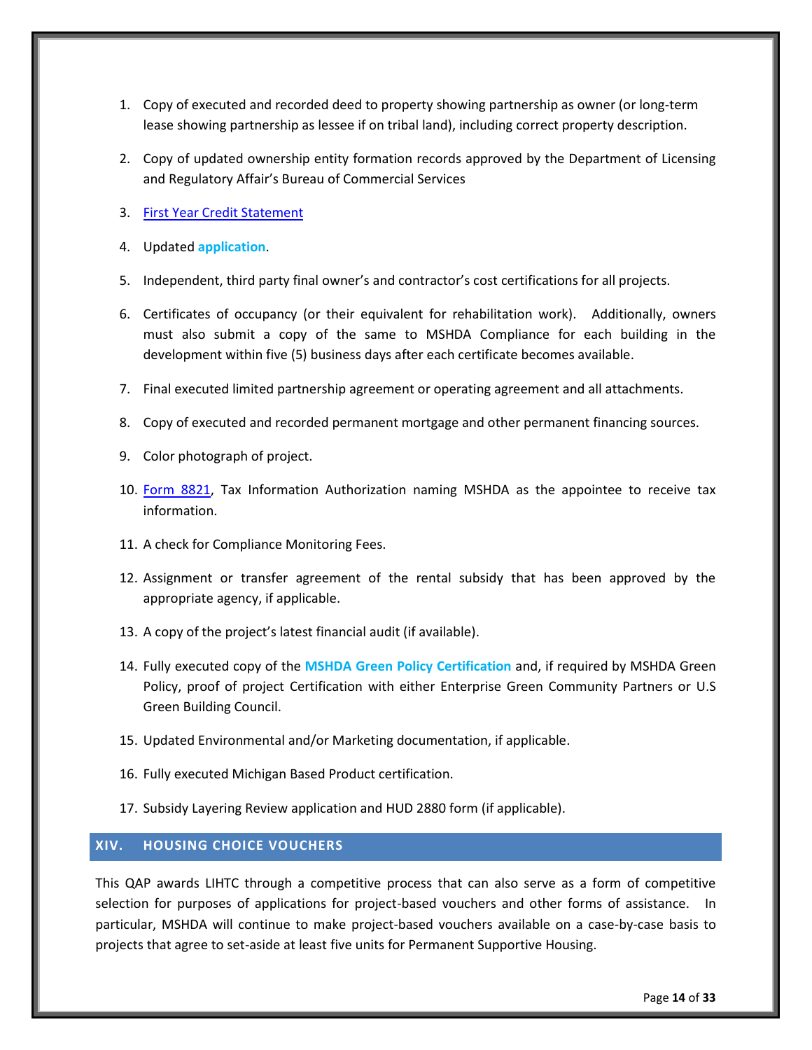1. Copy of executed and recorded deed to property showing partnership as owner (or long-term lease showing partnership as lessee if on tribal land), including correct property description.
2. Copy of updated ownership entity formation records approved by the Department of Licensing and Regulatory Affair's Bureau of Commercial Services
3. First Year Credit Statement
4. Updated **application**.
5. Independent, third party final owner's and contractor's cost certifications for all projects.
6. Certificates of occupancy (or their equivalent for rehabilitation work). Additionally, owners must also submit a copy of the same to MSHDA Compliance for each building in the development within five (5) business days after each certificate becomes available.
7. Final executed limited partnership agreement or operating agreement and all attachments.
8. Copy of executed and recorded permanent mortgage and other permanent financing sources.
9. Color photograph of project.
10. Form 8821, Tax Information Authorization naming MSHDA as the appointee to receive tax information.
11. A check for Compliance Monitoring Fees.
12. Assignment or transfer agreement of the rental subsidy that has been approved by the appropriate agency, if applicable.
13. A copy of the project's latest financial audit (if available).
14. Fully executed copy of the **MSHDA Green Policy Certification** and, if required by MSHDA Green Policy, proof of project Certification with either Enterprise Green Community Partners or U.S Green Building Council.
15. Updated Environmental and/or Marketing documentation, if applicable.
16. Fully executed Michigan Based Product certification.
17. Subsidy Layering Review application and HUD 2880 form (if applicable).

## XIV. HOUSING CHOICE VOUCHERS

This QAP awards LIHTC through a competitive process that can also serve as a form of competitive selection for purposes of applications for project-based vouchers and other forms of assistance. In particular, MSHDA will continue to make project-based vouchers available on a case-by-case basis to projects that agree to set-aside at least five units for Permanent Supportive Housing.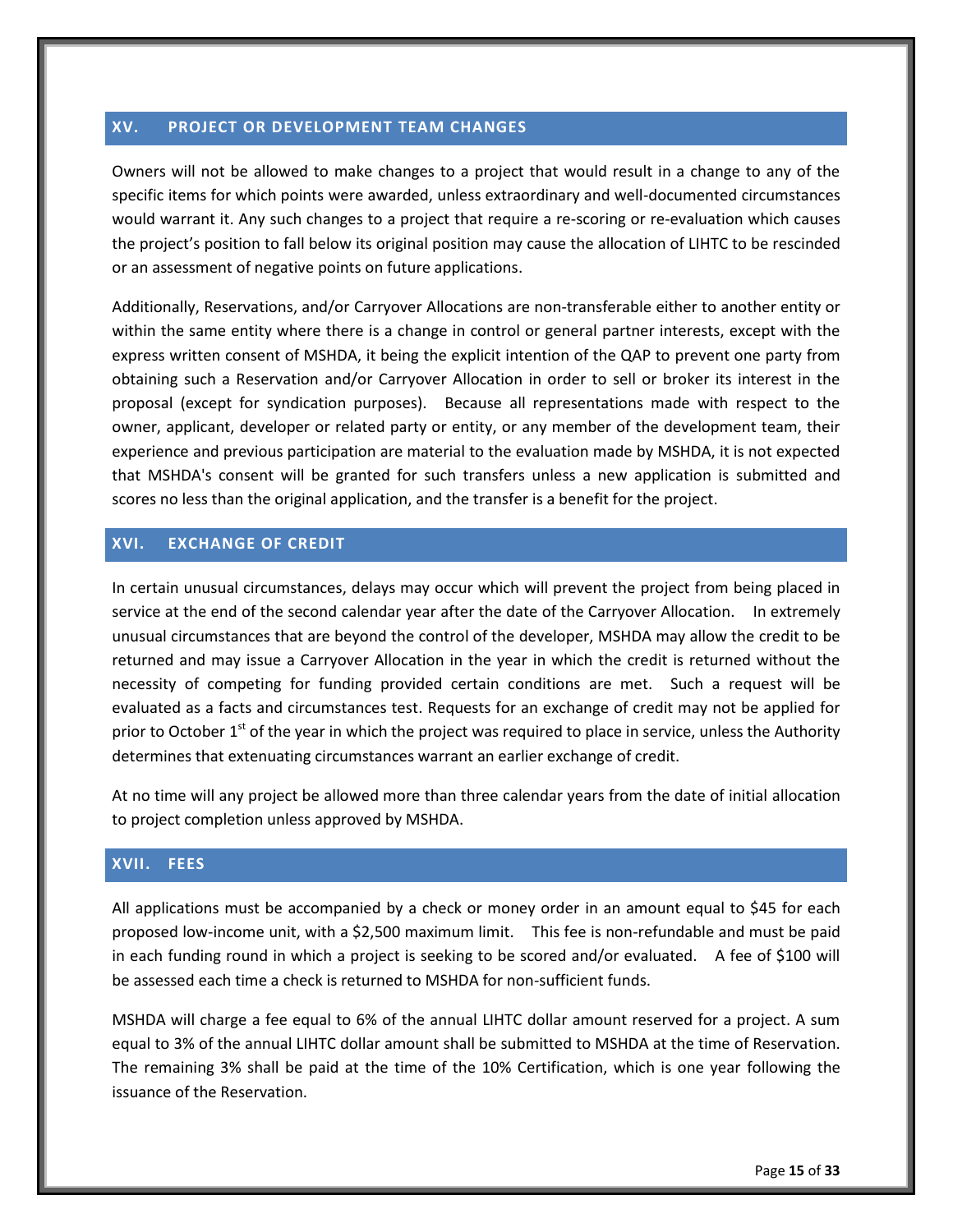## XV. PROJECT OR DEVELOPMENT TEAM CHANGES

Owners will not be allowed to make changes to a project that would result in a change to any of the specific items for which points were awarded, unless extraordinary and well-documented circumstances would warrant it. Any such changes to a project that require a re-scoring or re-evaluation which causes the project's position to fall below its original position may cause the allocation of LIHTC to be rescinded or an assessment of negative points on future applications.

Additionally, Reservations, and/or Carryover Allocations are non-transferable either to another entity or within the same entity where there is a change in control or general partner interests, except with the express written consent of MSHDA, it being the explicit intention of the QAP to prevent one party from obtaining such a Reservation and/or Carryover Allocation in order to sell or broker its interest in the proposal (except for syndication purposes). Because all representations made with respect to the owner, applicant, developer or related party or entity, or any member of the development team, their experience and previous participation are material to the evaluation made by MSHDA, it is not expected that MSHDA's consent will be granted for such transfers unless a new application is submitted and scores no less than the original application, and the transfer is a benefit for the project.

## XVI. EXCHANGE OF CREDIT

In certain unusual circumstances, delays may occur which will prevent the project from being placed in service at the end of the second calendar year after the date of the Carryover Allocation. In extremely unusual circumstances that are beyond the control of the developer, MSHDA may allow the credit to be returned and may issue a Carryover Allocation in the year in which the credit is returned without the necessity of competing for funding provided certain conditions are met. Such a request will be evaluated as a facts and circumstances test. Requests for an exchange of credit may not be applied for prior to October 1st of the year in which the project was required to place in service, unless the Authority determines that extenuating circumstances warrant an earlier exchange of credit.

At no time will any project be allowed more than three calendar years from the date of initial allocation to project completion unless approved by MSHDA.

## XVII. FEES

All applications must be accompanied by a check or money order in an amount equal to $45 for each proposed low-income unit, with a $2,500 maximum limit. This fee is non-refundable and must be paid in each funding round in which a project is seeking to be scored and/or evaluated. A fee of $100 will be assessed each time a check is returned to MSHDA for non-sufficient funds.

MSHDA will charge a fee equal to 6% of the annual LIHTC dollar amount reserved for a project. A sum equal to 3% of the annual LIHTC dollar amount shall be submitted to MSHDA at the time of Reservation. The remaining 3% shall be paid at the time of the 10% Certification, which is one year following the issuance of the Reservation.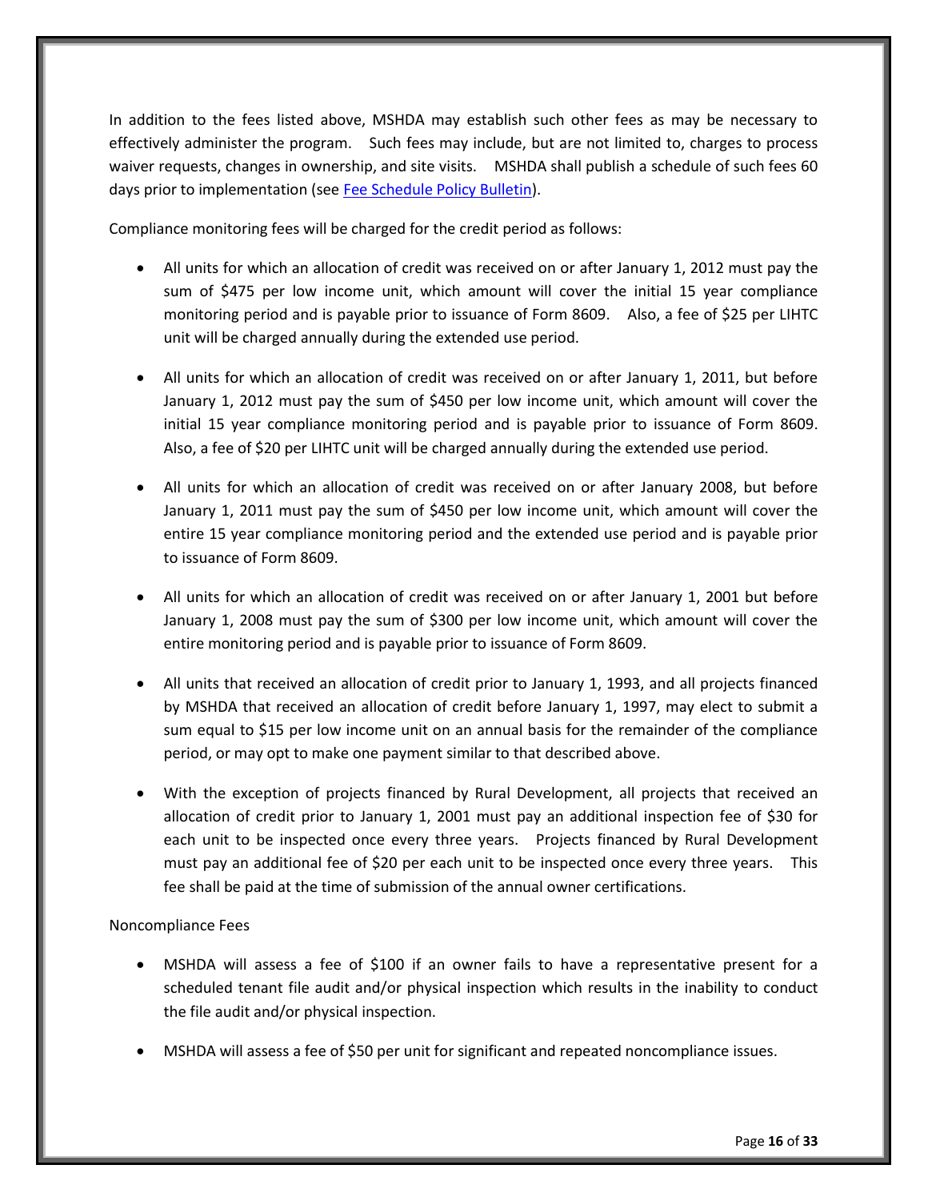In addition to the fees listed above, MSHDA may establish such other fees as may be necessary to effectively administer the program. Such fees may include, but are not limited to, charges to process waiver requests, changes in ownership, and site visits. MSHDA shall publish a schedule of such fees 60 days prior to implementation (see [Fee Schedule Policy Bulletin]).

Compliance monitoring fees will be charged for the credit period as follows:

- All units for which an allocation of credit was received on or after January 1, 2012 must pay the sum of $475 per low income unit, which amount will cover the initial 15 year compliance monitoring period and is payable prior to issuance of Form 8609. Also, a fee of $25 per LIHTC unit will be charged annually during the extended use period.

- All units for which an allocation of credit was received on or after January 1, 2011, but before January 1, 2012 must pay the sum of $450 per low income unit, which amount will cover the initial 15 year compliance monitoring period and is payable prior to issuance of Form 8609. Also, a fee of $20 per LIHTC unit will be charged annually during the extended use period.

- All units for which an allocation of credit was received on or after January 2008, but before January 1, 2011 must pay the sum of $450 per low income unit, which amount will cover the entire 15 year compliance monitoring period and the extended use period and is payable prior to issuance of Form 8609.

- All units for which an allocation of credit was received on or after January 1, 2001 but before January 1, 2008 must pay the sum of $300 per low income unit, which amount will cover the entire monitoring period and is payable prior to issuance of Form 8609.

- All units that received an allocation of credit prior to January 1, 1993, and all projects financed by MSHDA that received an allocation of credit before January 1, 1997, may elect to submit a sum equal to $15 per low income unit on an annual basis for the remainder of the compliance period, or may opt to make one payment similar to that described above.

- With the exception of projects financed by Rural Development, all projects that received an allocation of credit prior to January 1, 2001 must pay an additional inspection fee of $30 for each unit to be inspected once every three years. Projects financed by Rural Development must pay an additional fee of $20 per each unit to be inspected once every three years. This fee shall be paid at the time of submission of the annual owner certifications.

Noncompliance Fees

- MSHDA will assess a fee of $100 if an owner fails to have a representative present for a scheduled tenant file audit and/or physical inspection which results in the inability to conduct the file audit and/or physical inspection.

- MSHDA will assess a fee of $50 per unit for significant and repeated noncompliance issues.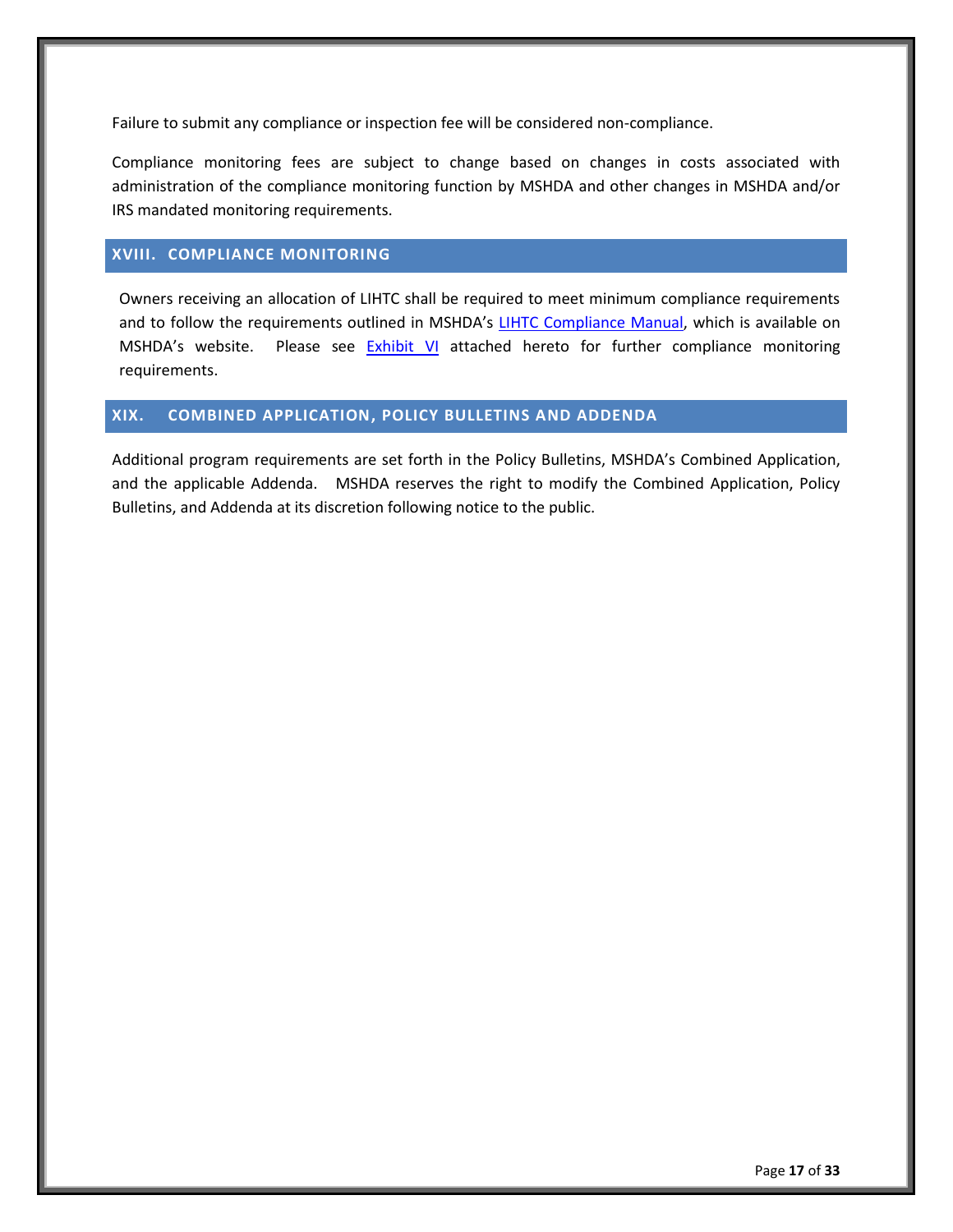Failure to submit any compliance or inspection fee will be considered non-compliance.

Compliance monitoring fees are subject to change based on changes in costs associated with administration of the compliance monitoring function by MSHDA and other changes in MSHDA and/or IRS mandated monitoring requirements.

## XVIII. COMPLIANCE MONITORING

Owners receiving an allocation of LIHTC shall be required to meet minimum compliance requirements and to follow the requirements outlined in MSHDA's LIHTC Compliance Manual, which is available on MSHDA's website. Please see Exhibit VI attached hereto for further compliance monitoring requirements.

## XIX. COMBINED APPLICATION, POLICY BULLETINS AND ADDENDA

Additional program requirements are set forth in the Policy Bulletins, MSHDA's Combined Application, and the applicable Addenda. MSHDA reserves the right to modify the Combined Application, Policy Bulletins, and Addenda at its discretion following notice to the public.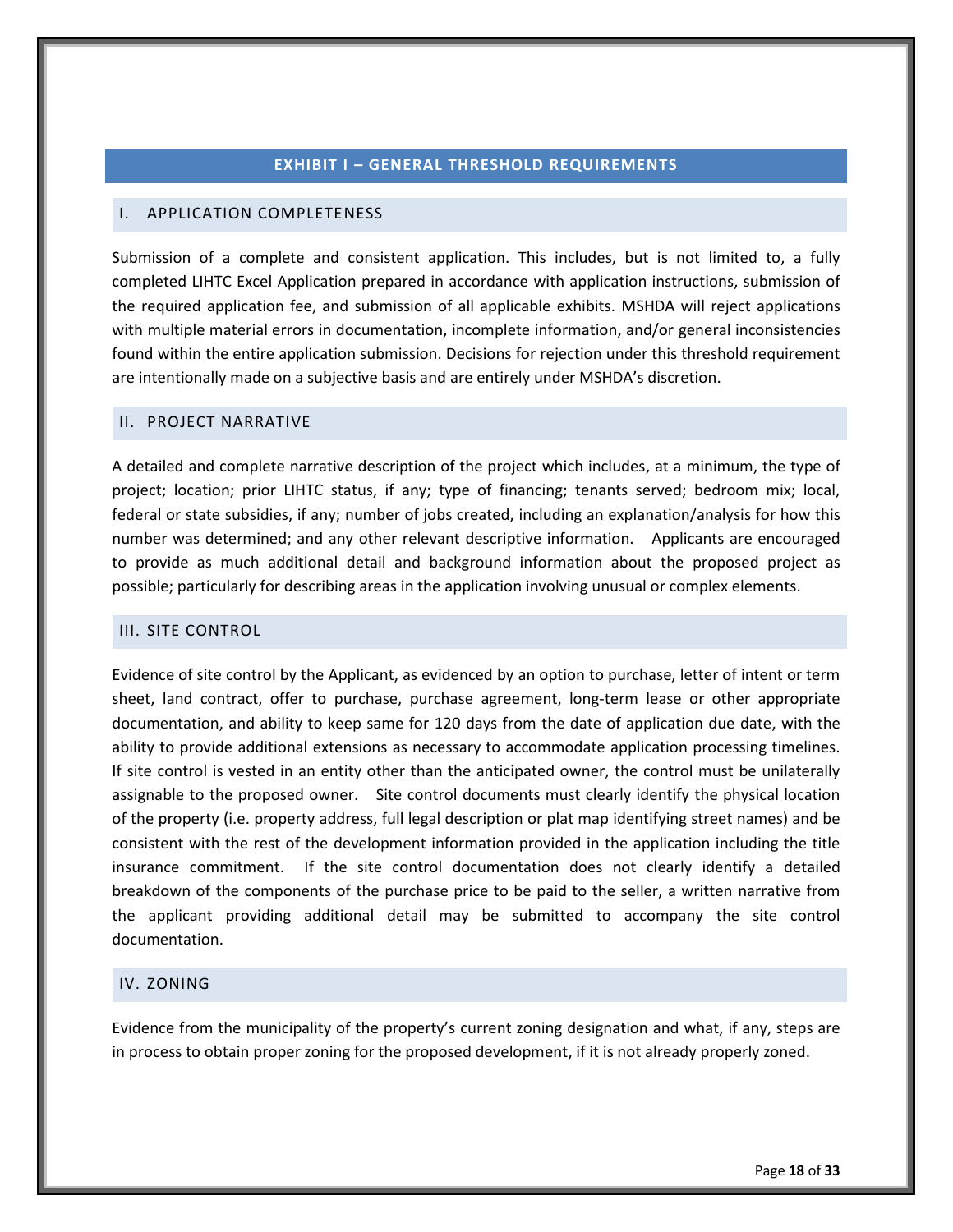## EXHIBIT I – GENERAL THRESHOLD REQUIREMENTS

### I. APPLICATION COMPLETENESS

Submission of a complete and consistent application. This includes, but is not limited to, a fully completed LIHTC Excel Application prepared in accordance with application instructions, submission of the required application fee, and submission of all applicable exhibits. MSHDA will reject applications with multiple material errors in documentation, incomplete information, and/or general inconsistencies found within the entire application submission. Decisions for rejection under this threshold requirement are intentionally made on a subjective basis and are entirely under MSHDA's discretion.

### II. PROJECT NARRATIVE

A detailed and complete narrative description of the project which includes, at a minimum, the type of project; location; prior LIHTC status, if any; type of financing; tenants served; bedroom mix; local, federal or state subsidies, if any; number of jobs created, including an explanation/analysis for how this number was determined; and any other relevant descriptive information. Applicants are encouraged to provide as much additional detail and background information about the proposed project as possible; particularly for describing areas in the application involving unusual or complex elements.

### III. SITE CONTROL

Evidence of site control by the Applicant, as evidenced by an option to purchase, letter of intent or term sheet, land contract, offer to purchase, purchase agreement, long-term lease or other appropriate documentation, and ability to keep same for 120 days from the date of application due date, with the ability to provide additional extensions as necessary to accommodate application processing timelines. If site control is vested in an entity other than the anticipated owner, the control must be unilaterally assignable to the proposed owner. Site control documents must clearly identify the physical location of the property (i.e. property address, full legal description or plat map identifying street names) and be consistent with the rest of the development information provided in the application including the title insurance commitment. If the site control documentation does not clearly identify a detailed breakdown of the components of the purchase price to be paid to the seller, a written narrative from the applicant providing additional detail may be submitted to accompany the site control documentation.

### IV. ZONING

Evidence from the municipality of the property's current zoning designation and what, if any, steps are in process to obtain proper zoning for the proposed development, if it is not already properly zoned.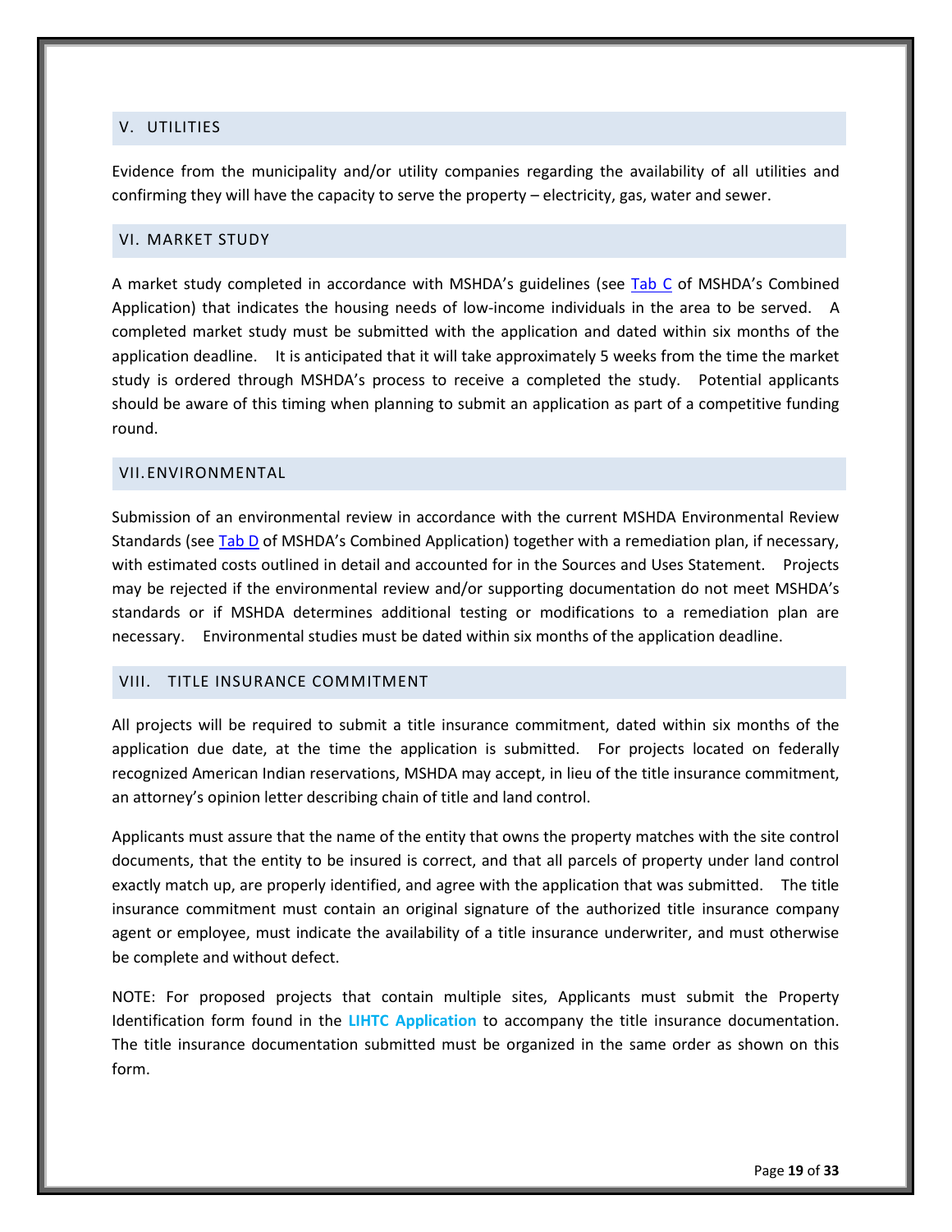## V. UTILITIES

Evidence from the municipality and/or utility companies regarding the availability of all utilities and confirming they will have the capacity to serve the property – electricity, gas, water and sewer.

## VI. MARKET STUDY

A market study completed in accordance with MSHDA's guidelines (see Tab C of MSHDA's Combined Application) that indicates the housing needs of low-income individuals in the area to be served. A completed market study must be submitted with the application and dated within six months of the application deadline. It is anticipated that it will take approximately 5 weeks from the time the market study is ordered through MSHDA's process to receive a completed the study. Potential applicants should be aware of this timing when planning to submit an application as part of a competitive funding round.

## VII. ENVIRONMENTAL

Submission of an environmental review in accordance with the current MSHDA Environmental Review Standards (see Tab D of MSHDA's Combined Application) together with a remediation plan, if necessary, with estimated costs outlined in detail and accounted for in the Sources and Uses Statement. Projects may be rejected if the environmental review and/or supporting documentation do not meet MSHDA's standards or if MSHDA determines additional testing or modifications to a remediation plan are necessary. Environmental studies must be dated within six months of the application deadline.

## VIII. TITLE INSURANCE COMMITMENT

All projects will be required to submit a title insurance commitment, dated within six months of the application due date, at the time the application is submitted. For projects located on federally recognized American Indian reservations, MSHDA may accept, in lieu of the title insurance commitment, an attorney's opinion letter describing chain of title and land control.

Applicants must assure that the name of the entity that owns the property matches with the site control documents, that the entity to be insured is correct, and that all parcels of property under land control exactly match up, are properly identified, and agree with the application that was submitted. The title insurance commitment must contain an original signature of the authorized title insurance company agent or employee, must indicate the availability of a title insurance underwriter, and must otherwise be complete and without defect.

NOTE: For proposed projects that contain multiple sites, Applicants must submit the Property Identification form found in the **LIHTC Application** to accompany the title insurance documentation. The title insurance documentation submitted must be organized in the same order as shown on this form.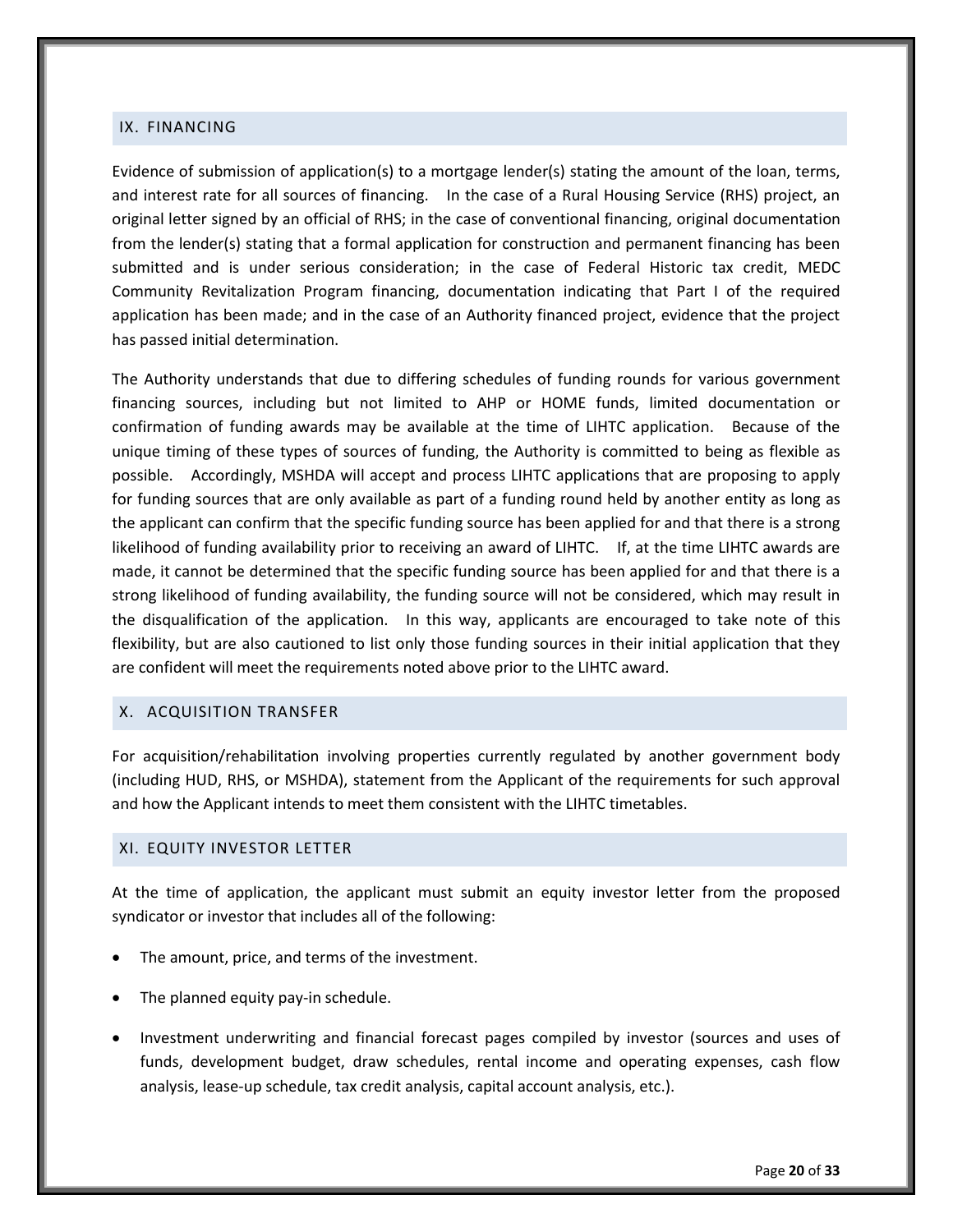## IX. FINANCING

Evidence of submission of application(s) to a mortgage lender(s) stating the amount of the loan, terms, and interest rate for all sources of financing. In the case of a Rural Housing Service (RHS) project, an original letter signed by an official of RHS; in the case of conventional financing, original documentation from the lender(s) stating that a formal application for construction and permanent financing has been submitted and is under serious consideration; in the case of Federal Historic tax credit, MEDC Community Revitalization Program financing, documentation indicating that Part I of the required application has been made; and in the case of an Authority financed project, evidence that the project has passed initial determination.

The Authority understands that due to differing schedules of funding rounds for various government financing sources, including but not limited to AHP or HOME funds, limited documentation or confirmation of funding awards may be available at the time of LIHTC application. Because of the unique timing of these types of sources of funding, the Authority is committed to being as flexible as possible. Accordingly, MSHDA will accept and process LIHTC applications that are proposing to apply for funding sources that are only available as part of a funding round held by another entity as long as the applicant can confirm that the specific funding source has been applied for and that there is a strong likelihood of funding availability prior to receiving an award of LIHTC. If, at the time LIHTC awards are made, it cannot be determined that the specific funding source has been applied for and that there is a strong likelihood of funding availability, the funding source will not be considered, which may result in the disqualification of the application. In this way, applicants are encouraged to take note of this flexibility, but are also cautioned to list only those funding sources in their initial application that they are confident will meet the requirements noted above prior to the LIHTC award.

## X. ACQUISITION TRANSFER

For acquisition/rehabilitation involving properties currently regulated by another government body (including HUD, RHS, or MSHDA), statement from the Applicant of the requirements for such approval and how the Applicant intends to meet them consistent with the LIHTC timetables.

## XI. EQUITY INVESTOR LETTER

At the time of application, the applicant must submit an equity investor letter from the proposed syndicator or investor that includes all of the following:

- The amount, price, and terms of the investment.
- The planned equity pay-in schedule.
- Investment underwriting and financial forecast pages compiled by investor (sources and uses of funds, development budget, draw schedules, rental income and operating expenses, cash flow analysis, lease-up schedule, tax credit analysis, capital account analysis, etc.).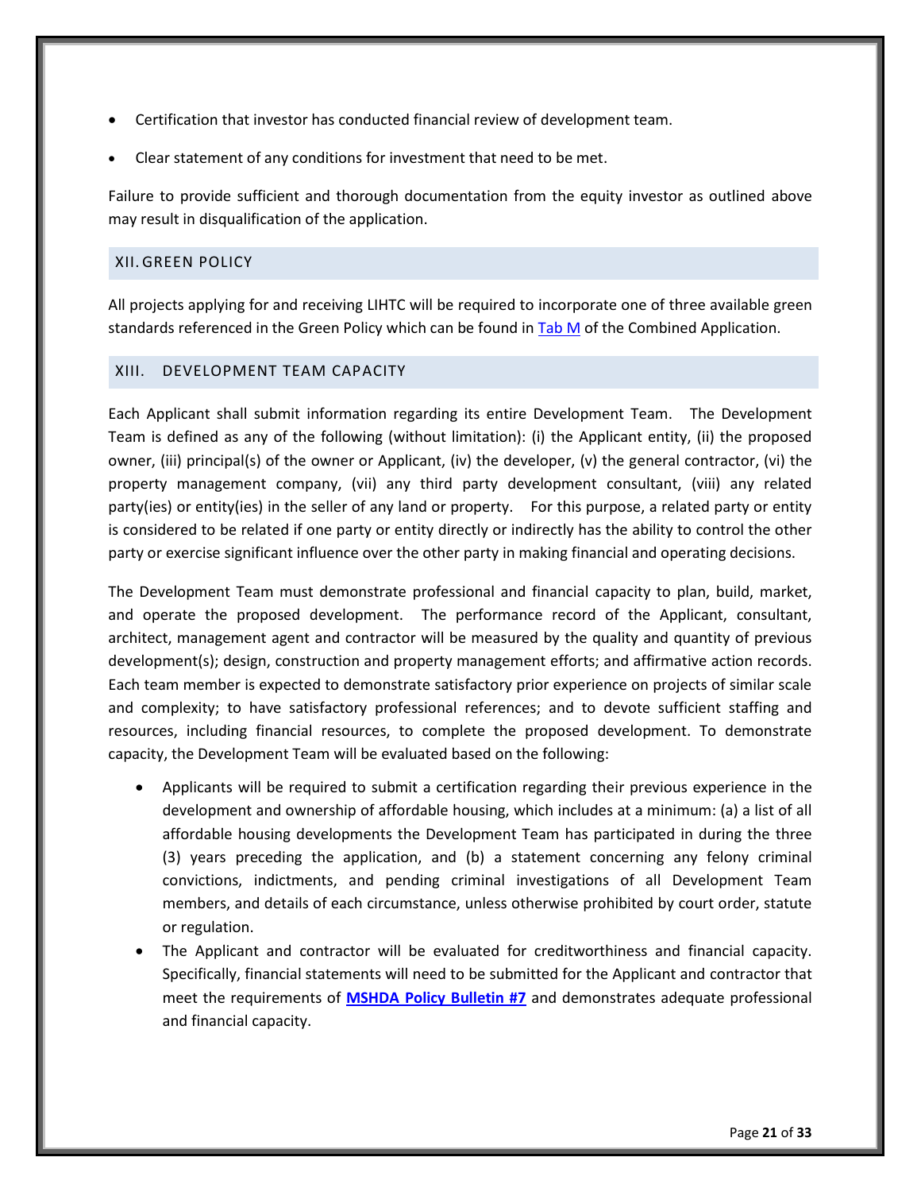- Certification that investor has conducted financial review of development team.
- Clear statement of any conditions for investment that need to be met.

Failure to provide sufficient and thorough documentation from the equity investor as outlined above may result in disqualification of the application.

## XII. GREEN POLICY

All projects applying for and receiving LIHTC will be required to incorporate one of three available green standards referenced in the Green Policy which can be found in Tab M of the Combined Application.

## XIII. DEVELOPMENT TEAM CAPACITY

Each Applicant shall submit information regarding its entire Development Team. The Development Team is defined as any of the following (without limitation): (i) the Applicant entity, (ii) the proposed owner, (iii) principal(s) of the owner or Applicant, (iv) the developer, (v) the general contractor, (vi) the property management company, (vii) any third party development consultant, (viii) any related party(ies) or entity(ies) in the seller of any land or property. For this purpose, a related party or entity is considered to be related if one party or entity directly or indirectly has the ability to control the other party or exercise significant influence over the other party in making financial and operating decisions.

The Development Team must demonstrate professional and financial capacity to plan, build, market, and operate the proposed development. The performance record of the Applicant, consultant, architect, management agent and contractor will be measured by the quality and quantity of previous development(s); design, construction and property management efforts; and affirmative action records. Each team member is expected to demonstrate satisfactory prior experience on projects of similar scale and complexity; to have satisfactory professional references; and to devote sufficient staffing and resources, including financial resources, to complete the proposed development. To demonstrate capacity, the Development Team will be evaluated based on the following:

- Applicants will be required to submit a certification regarding their previous experience in the development and ownership of affordable housing, which includes at a minimum: (a) a list of all affordable housing developments the Development Team has participated in during the three (3) years preceding the application, and (b) a statement concerning any felony criminal convictions, indictments, and pending criminal investigations of all Development Team members, and details of each circumstance, unless otherwise prohibited by court order, statute or regulation.
- The Applicant and contractor will be evaluated for creditworthiness and financial capacity. Specifically, financial statements will need to be submitted for the Applicant and contractor that meet the requirements of **MSHDA Policy Bulletin #7** and demonstrates adequate professional and financial capacity.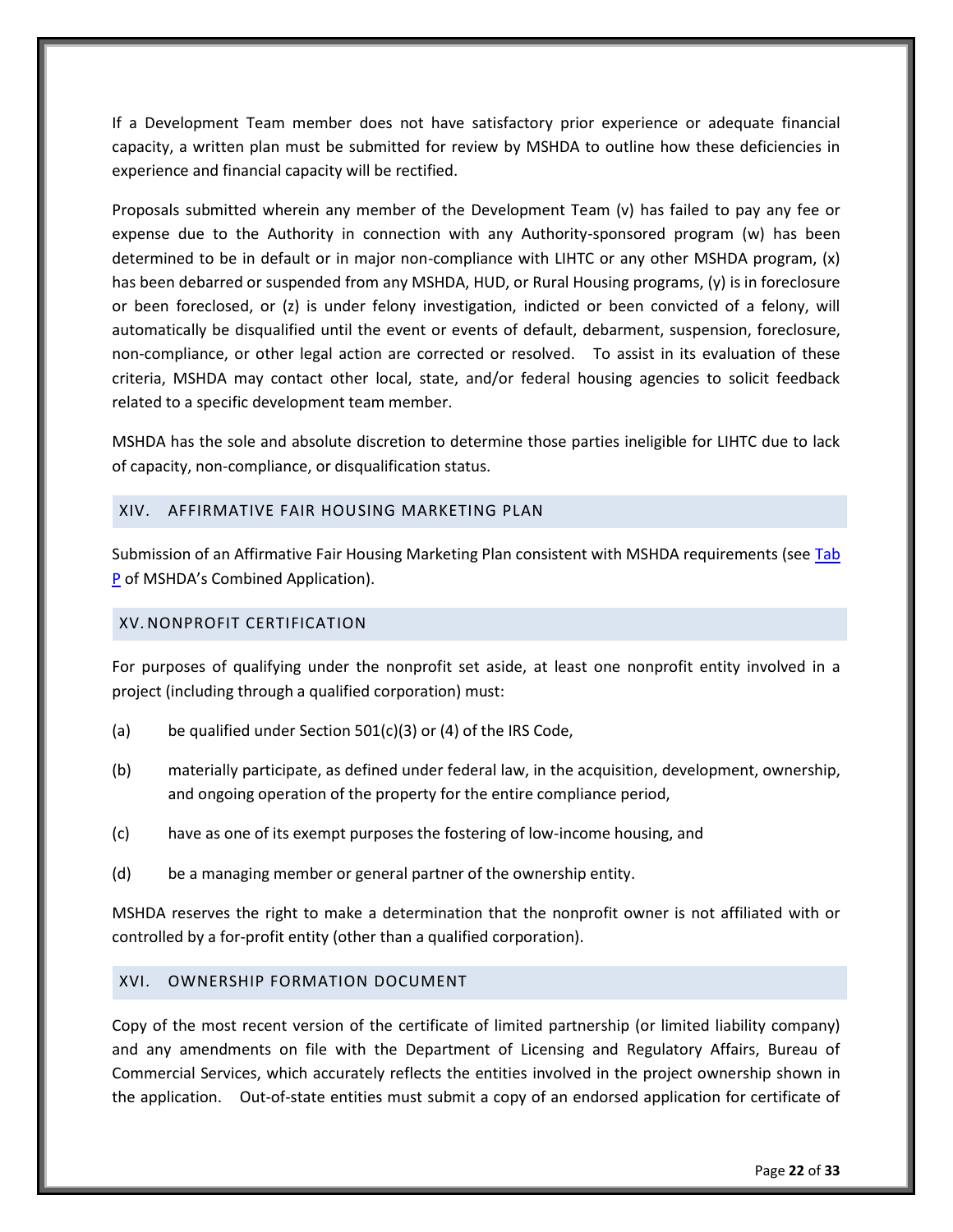If a Development Team member does not have satisfactory prior experience or adequate financial capacity, a written plan must be submitted for review by MSHDA to outline how these deficiencies in experience and financial capacity will be rectified.

Proposals submitted wherein any member of the Development Team (v) has failed to pay any fee or expense due to the Authority in connection with any Authority-sponsored program (w) has been determined to be in default or in major non-compliance with LIHTC or any other MSHDA program, (x) has been debarred or suspended from any MSHDA, HUD, or Rural Housing programs, (y) is in foreclosure or been foreclosed, or (z) is under felony investigation, indicted or been convicted of a felony, will automatically be disqualified until the event or events of default, debarment, suspension, foreclosure, non-compliance, or other legal action are corrected or resolved. To assist in its evaluation of these criteria, MSHDA may contact other local, state, and/or federal housing agencies to solicit feedback related to a specific development team member.

MSHDA has the sole and absolute discretion to determine those parties ineligible for LIHTC due to lack of capacity, non-compliance, or disqualification status.

## XIV. AFFIRMATIVE FAIR HOUSING MARKETING PLAN

Submission of an Affirmative Fair Housing Marketing Plan consistent with MSHDA requirements (see Tab P of MSHDA's Combined Application).

## XV. NONPROFIT CERTIFICATION

For purposes of qualifying under the nonprofit set aside, at least one nonprofit entity involved in a project (including through a qualified corporation) must:

(a) be qualified under Section 501(c)(3) or (4) of the IRS Code,

(b) materially participate, as defined under federal law, in the acquisition, development, ownership, and ongoing operation of the property for the entire compliance period,

(c) have as one of its exempt purposes the fostering of low-income housing, and

(d) be a managing member or general partner of the ownership entity.

MSHDA reserves the right to make a determination that the nonprofit owner is not affiliated with or controlled by a for-profit entity (other than a qualified corporation).

## XVI. OWNERSHIP FORMATION DOCUMENT

Copy of the most recent version of the certificate of limited partnership (or limited liability company) and any amendments on file with the Department of Licensing and Regulatory Affairs, Bureau of Commercial Services, which accurately reflects the entities involved in the project ownership shown in the application. Out-of-state entities must submit a copy of an endorsed application for certificate of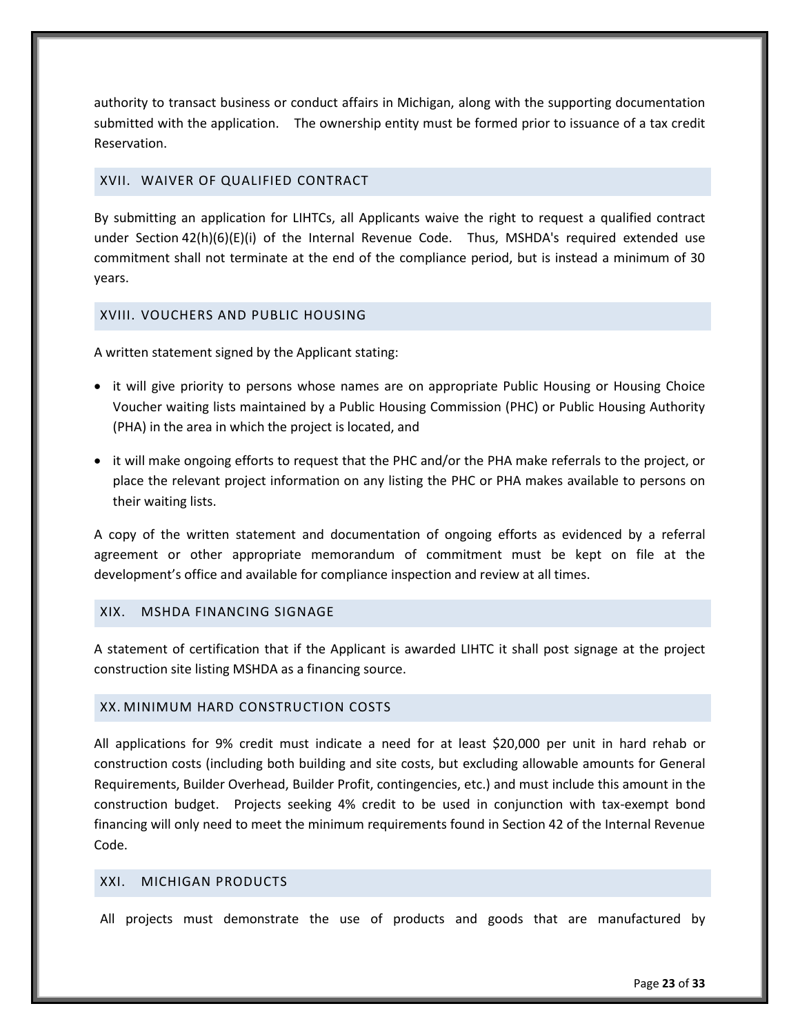authority to transact business or conduct affairs in Michigan, along with the supporting documentation submitted with the application. The ownership entity must be formed prior to issuance of a tax credit Reservation.

## XVII. WAIVER OF QUALIFIED CONTRACT

By submitting an application for LIHTCs, all Applicants waive the right to request a qualified contract under Section 42(h)(6)(E)(i) of the Internal Revenue Code. Thus, MSHDA's required extended use commitment shall not terminate at the end of the compliance period, but is instead a minimum of 30 years.

## XVIII. VOUCHERS AND PUBLIC HOUSING

A written statement signed by the Applicant stating:

- it will give priority to persons whose names are on appropriate Public Housing or Housing Choice Voucher waiting lists maintained by a Public Housing Commission (PHC) or Public Housing Authority (PHA) in the area in which the project is located, and
- it will make ongoing efforts to request that the PHC and/or the PHA make referrals to the project, or place the relevant project information on any listing the PHC or PHA makes available to persons on their waiting lists.

A copy of the written statement and documentation of ongoing efforts as evidenced by a referral agreement or other appropriate memorandum of commitment must be kept on file at the development's office and available for compliance inspection and review at all times.

## XIX. MSHDA FINANCING SIGNAGE

A statement of certification that if the Applicant is awarded LIHTC it shall post signage at the project construction site listing MSHDA as a financing source.

## XX. MINIMUM HARD CONSTRUCTION COSTS

All applications for 9% credit must indicate a need for at least $20,000 per unit in hard rehab or construction costs (including both building and site costs, but excluding allowable amounts for General Requirements, Builder Overhead, Builder Profit, contingencies, etc.) and must include this amount in the construction budget. Projects seeking 4% credit to be used in conjunction with tax-exempt bond financing will only need to meet the minimum requirements found in Section 42 of the Internal Revenue Code.

## XXI. MICHIGAN PRODUCTS

All projects must demonstrate the use of products and goods that are manufactured by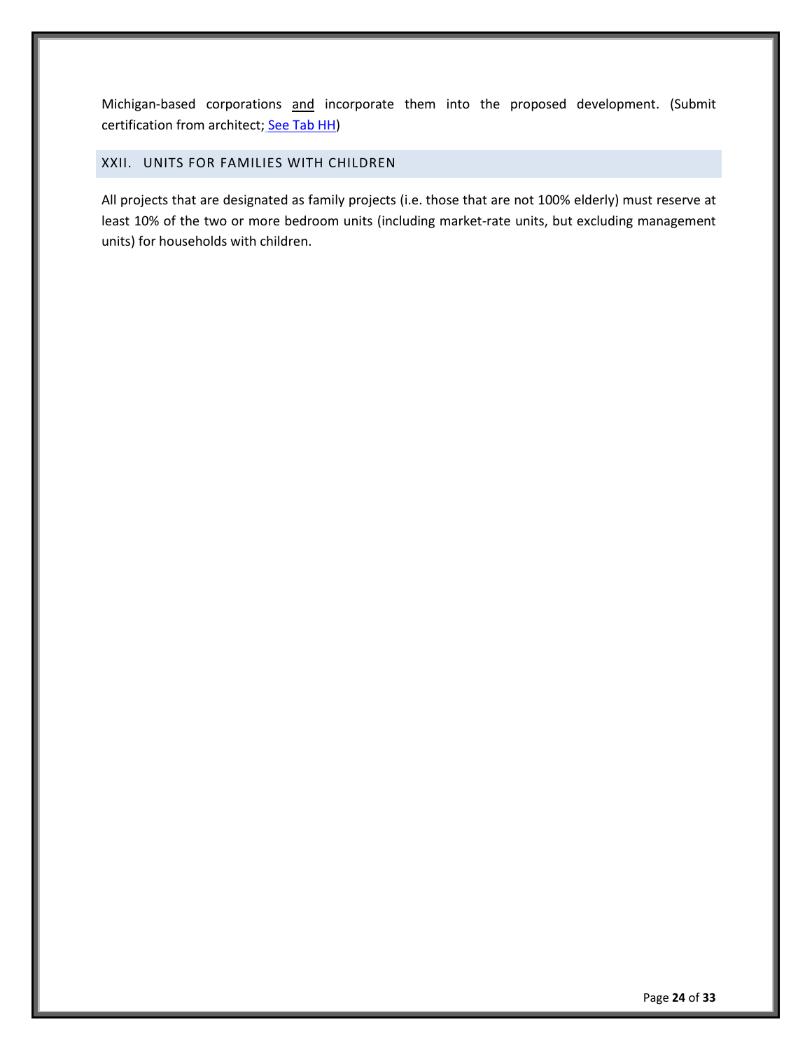Michigan-based corporations <u>and</u> incorporate them into the proposed development. (Submit certification from architect; [See Tab HH](#))

## XXII. UNITS FOR FAMILIES WITH CHILDREN

All projects that are designated as family projects (i.e. those that are not 100% elderly) must reserve at least 10% of the two or more bedroom units (including market-rate units, but excluding management units) for households with children.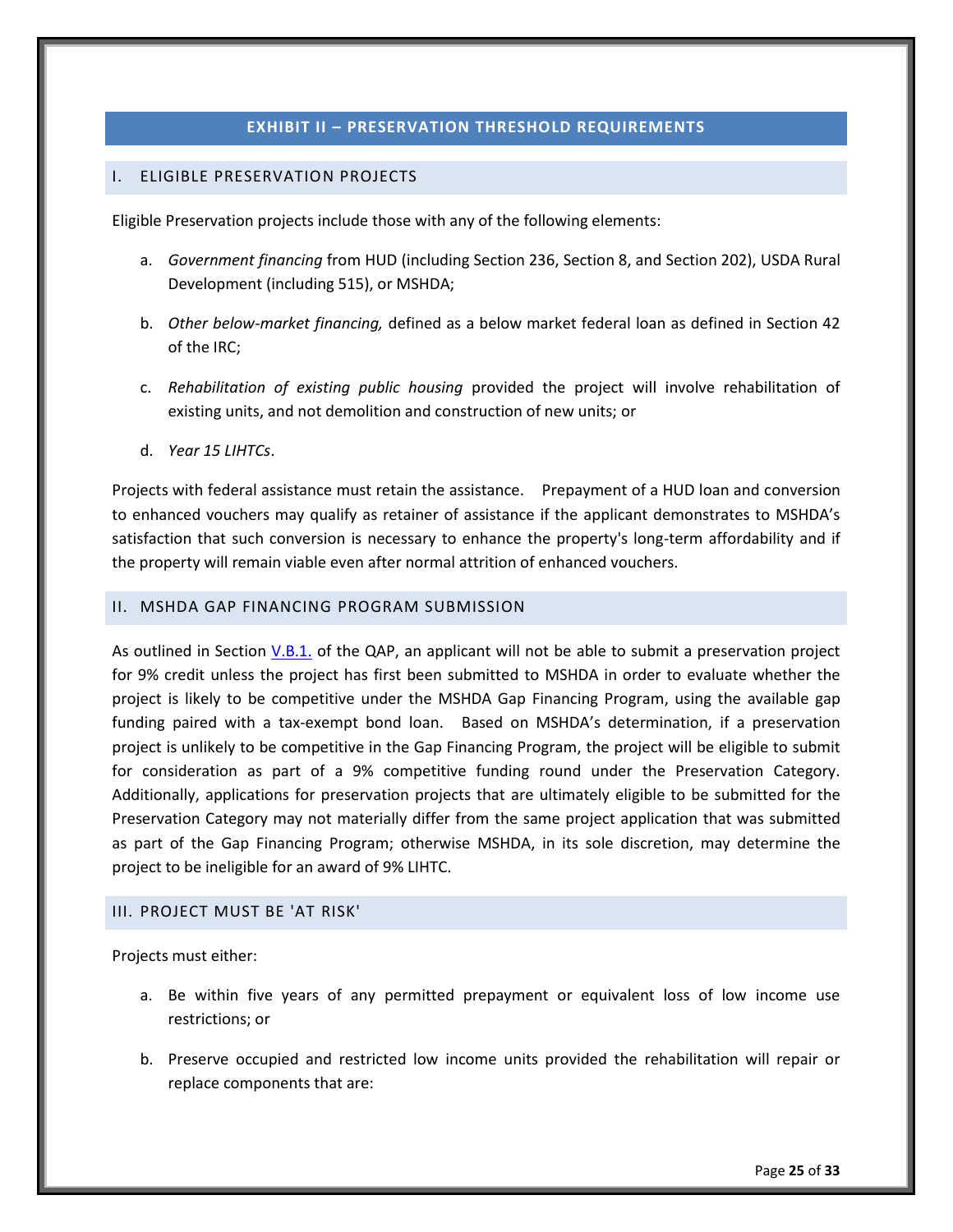# EXHIBIT II – PRESERVATION THRESHOLD REQUIREMENTS

## I. ELIGIBLE PRESERVATION PROJECTS

Eligible Preservation projects include those with any of the following elements:

a. *Government financing* from HUD (including Section 236, Section 8, and Section 202), USDA Rural Development (including 515), or MSHDA;

b. *Other below-market financing,* defined as a below market federal loan as defined in Section 42 of the IRC;

c. *Rehabilitation of existing public housing* provided the project will involve rehabilitation of existing units, and not demolition and construction of new units; or

d. *Year 15 LIHTCs*.

Projects with federal assistance must retain the assistance. Prepayment of a HUD loan and conversion to enhanced vouchers may qualify as retainer of assistance if the applicant demonstrates to MSHDA's satisfaction that such conversion is necessary to enhance the property's long-term affordability and if the property will remain viable even after normal attrition of enhanced vouchers.

## II. MSHDA GAP FINANCING PROGRAM SUBMISSION

As outlined in Section V.B.1. of the QAP, an applicant will not be able to submit a preservation project for 9% credit unless the project has first been submitted to MSHDA in order to evaluate whether the project is likely to be competitive under the MSHDA Gap Financing Program, using the available gap funding paired with a tax-exempt bond loan. Based on MSHDA's determination, if a preservation project is unlikely to be competitive in the Gap Financing Program, the project will be eligible to submit for consideration as part of a 9% competitive funding round under the Preservation Category. Additionally, applications for preservation projects that are ultimately eligible to be submitted for the Preservation Category may not materially differ from the same project application that was submitted as part of the Gap Financing Program; otherwise MSHDA, in its sole discretion, may determine the project to be ineligible for an award of 9% LIHTC.

## III. PROJECT MUST BE 'AT RISK'

Projects must either:

a. Be within five years of any permitted prepayment or equivalent loss of low income use restrictions; or

b. Preserve occupied and restricted low income units provided the rehabilitation will repair or replace components that are: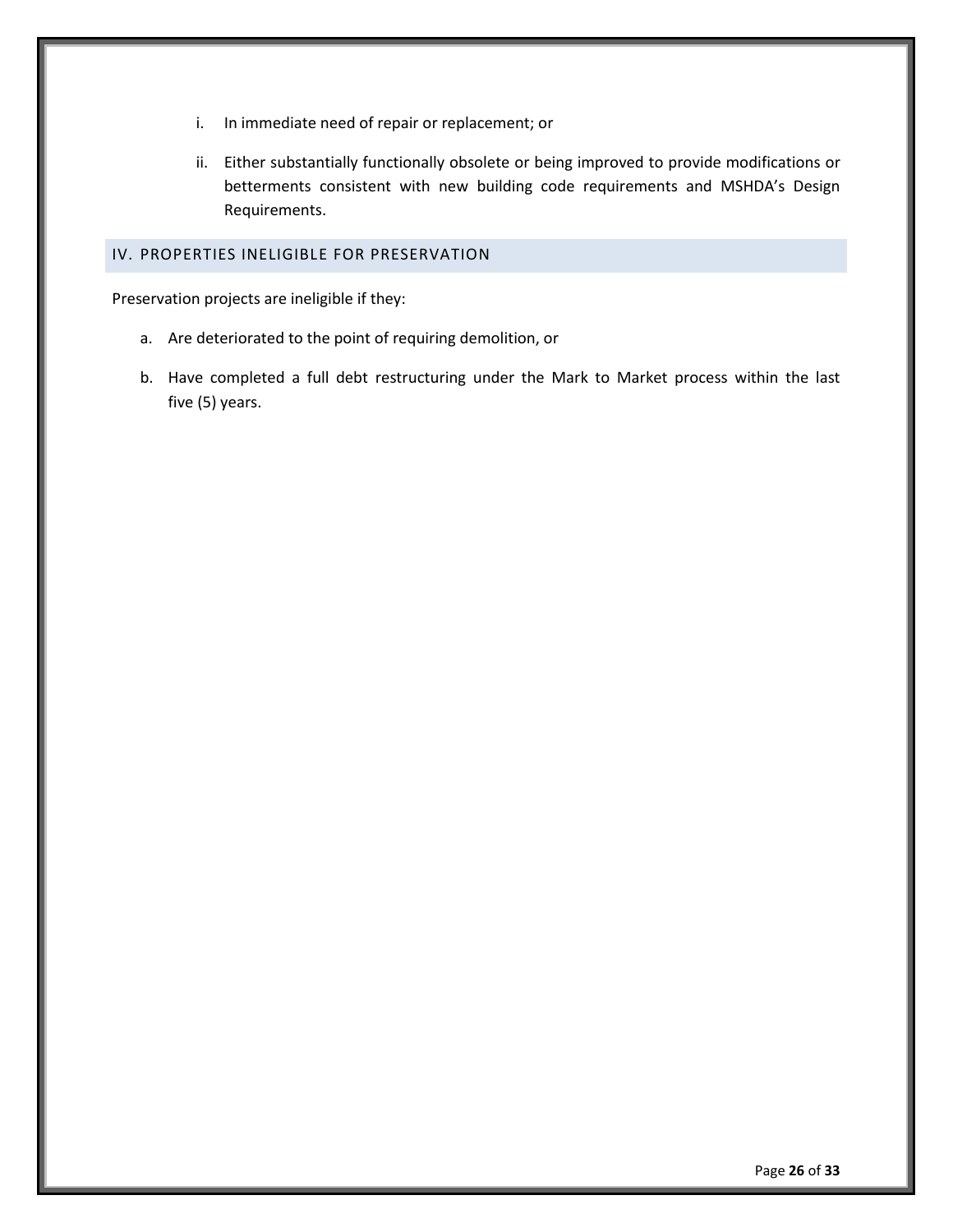i. In immediate need of repair or replacement; or

ii. Either substantially functionally obsolete or being improved to provide modifications or betterments consistent with new building code requirements and MSHDA's Design Requirements.

## IV. PROPERTIES INELIGIBLE FOR PRESERVATION

Preservation projects are ineligible if they:

a. Are deteriorated to the point of requiring demolition, or

b. Have completed a full debt restructuring under the Mark to Market process within the last five (5) years.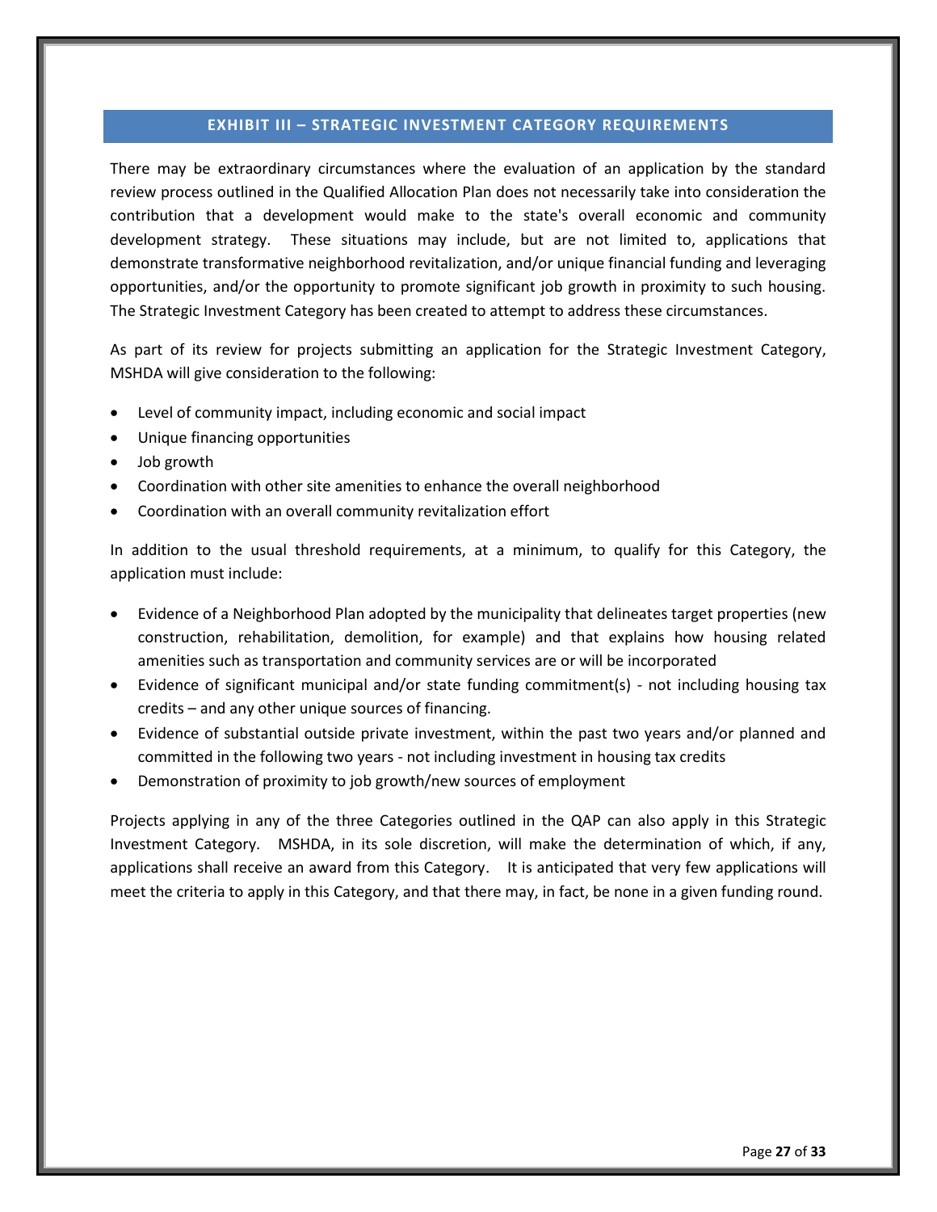## EXHIBIT III – STRATEGIC INVESTMENT CATEGORY REQUIREMENTS

There may be extraordinary circumstances where the evaluation of an application by the standard review process outlined in the Qualified Allocation Plan does not necessarily take into consideration the contribution that a development would make to the state's overall economic and community development strategy. These situations may include, but are not limited to, applications that demonstrate transformative neighborhood revitalization, and/or unique financial funding and leveraging opportunities, and/or the opportunity to promote significant job growth in proximity to such housing. The Strategic Investment Category has been created to attempt to address these circumstances.

As part of its review for projects submitting an application for the Strategic Investment Category, MSHDA will give consideration to the following:

- Level of community impact, including economic and social impact
- Unique financing opportunities
- Job growth
- Coordination with other site amenities to enhance the overall neighborhood
- Coordination with an overall community revitalization effort

In addition to the usual threshold requirements, at a minimum, to qualify for this Category, the application must include:

- Evidence of a Neighborhood Plan adopted by the municipality that delineates target properties (new construction, rehabilitation, demolition, for example) and that explains how housing related amenities such as transportation and community services are or will be incorporated
- Evidence of significant municipal and/or state funding commitment(s) - not including housing tax credits – and any other unique sources of financing.
- Evidence of substantial outside private investment, within the past two years and/or planned and committed in the following two years - not including investment in housing tax credits
- Demonstration of proximity to job growth/new sources of employment

Projects applying in any of the three Categories outlined in the QAP can also apply in this Strategic Investment Category. MSHDA, in its sole discretion, will make the determination of which, if any, applications shall receive an award from this Category. It is anticipated that very few applications will meet the criteria to apply in this Category, and that there may, in fact, be none in a given funding round.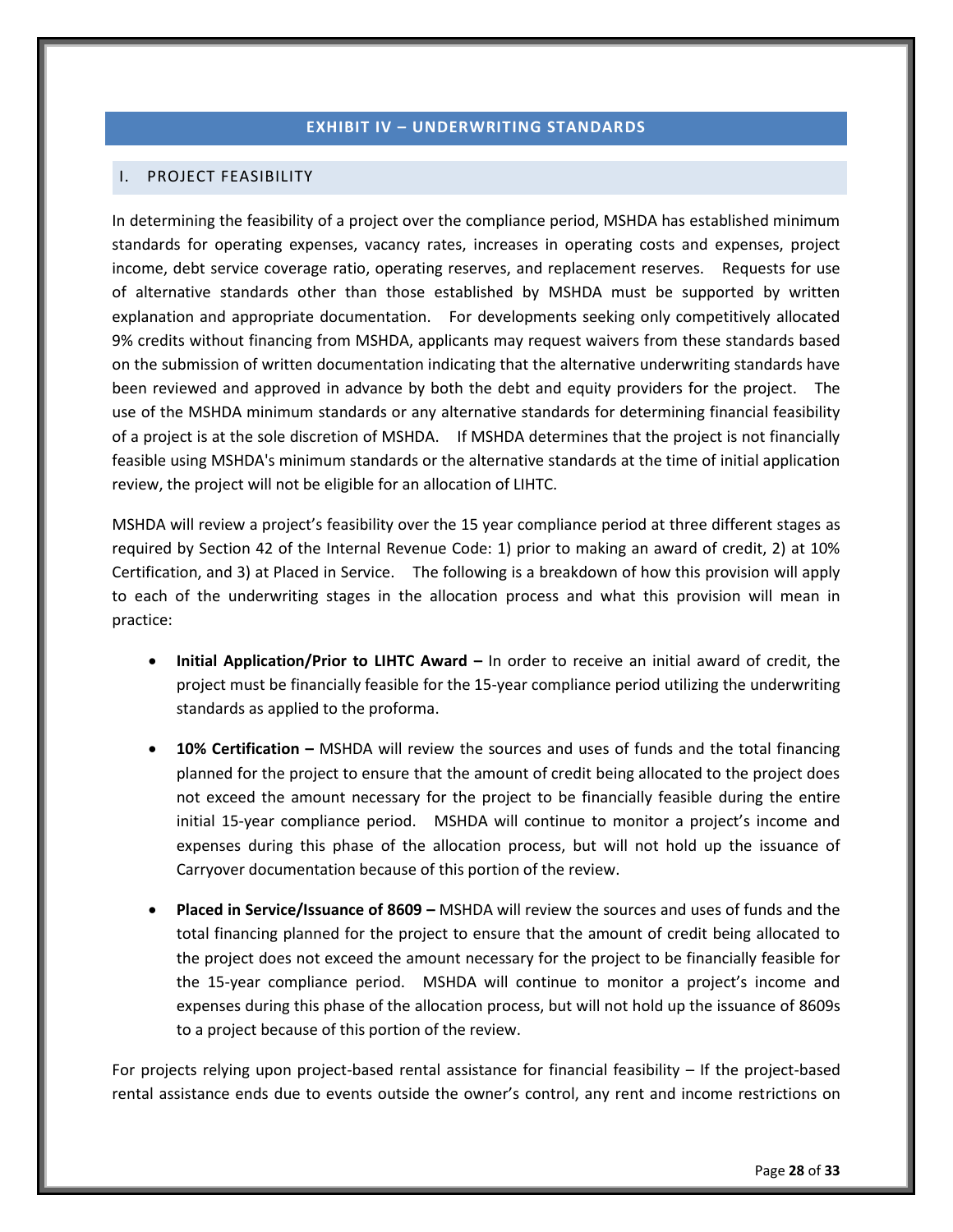## EXHIBIT IV – UNDERWRITING STANDARDS

### I. PROJECT FEASIBILITY

In determining the feasibility of a project over the compliance period, MSHDA has established minimum standards for operating expenses, vacancy rates, increases in operating costs and expenses, project income, debt service coverage ratio, operating reserves, and replacement reserves. Requests for use of alternative standards other than those established by MSHDA must be supported by written explanation and appropriate documentation. For developments seeking only competitively allocated 9% credits without financing from MSHDA, applicants may request waivers from these standards based on the submission of written documentation indicating that the alternative underwriting standards have been reviewed and approved in advance by both the debt and equity providers for the project. The use of the MSHDA minimum standards or any alternative standards for determining financial feasibility of a project is at the sole discretion of MSHDA. If MSHDA determines that the project is not financially feasible using MSHDA's minimum standards or the alternative standards at the time of initial application review, the project will not be eligible for an allocation of LIHTC.

MSHDA will review a project's feasibility over the 15 year compliance period at three different stages as required by Section 42 of the Internal Revenue Code: 1) prior to making an award of credit, 2) at 10% Certification, and 3) at Placed in Service. The following is a breakdown of how this provision will apply to each of the underwriting stages in the allocation process and what this provision will mean in practice:

- **Initial Application/Prior to LIHTC Award –** In order to receive an initial award of credit, the project must be financially feasible for the 15-year compliance period utilizing the underwriting standards as applied to the proforma.
- **10% Certification –** MSHDA will review the sources and uses of funds and the total financing planned for the project to ensure that the amount of credit being allocated to the project does not exceed the amount necessary for the project to be financially feasible during the entire initial 15-year compliance period. MSHDA will continue to monitor a project's income and expenses during this phase of the allocation process, but will not hold up the issuance of Carryover documentation because of this portion of the review.
- **Placed in Service/Issuance of 8609 –** MSHDA will review the sources and uses of funds and the total financing planned for the project to ensure that the amount of credit being allocated to the project does not exceed the amount necessary for the project to be financially feasible for the 15-year compliance period. MSHDA will continue to monitor a project's income and expenses during this phase of the allocation process, but will not hold up the issuance of 8609s to a project because of this portion of the review.

For projects relying upon project-based rental assistance for financial feasibility – If the project-based rental assistance ends due to events outside the owner's control, any rent and income restrictions on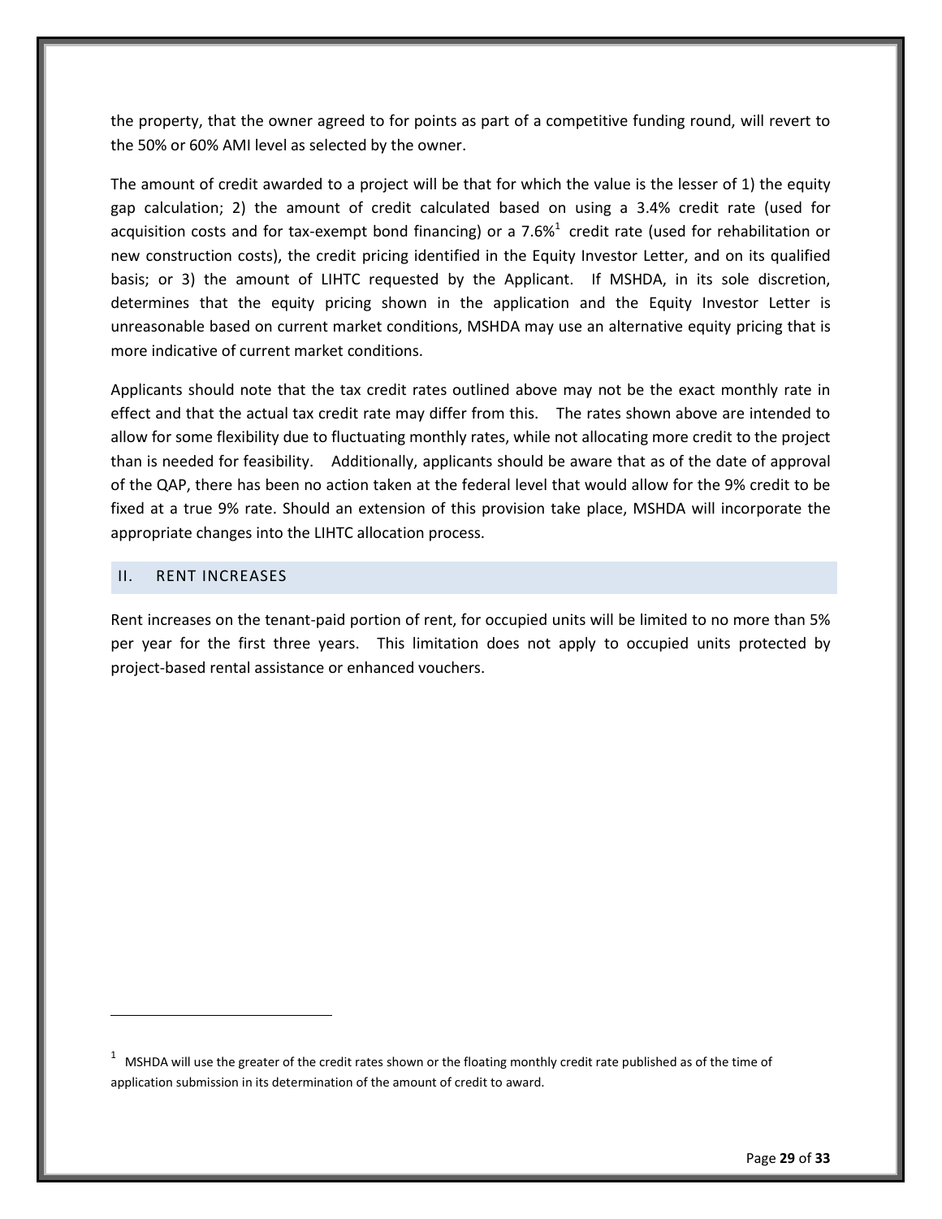the property, that the owner agreed to for points as part of a competitive funding round, will revert to the 50% or 60% AMI level as selected by the owner.

The amount of credit awarded to a project will be that for which the value is the lesser of 1) the equity gap calculation; 2) the amount of credit calculated based on using a 3.4% credit rate (used for acquisition costs and for tax-exempt bond financing) or a 7.6%[1] credit rate (used for rehabilitation or new construction costs), the credit pricing identified in the Equity Investor Letter, and on its qualified basis; or 3) the amount of LIHTC requested by the Applicant. If MSHDA, in its sole discretion, determines that the equity pricing shown in the application and the Equity Investor Letter is unreasonable based on current market conditions, MSHDA may use an alternative equity pricing that is more indicative of current market conditions.

Applicants should note that the tax credit rates outlined above may not be the exact monthly rate in effect and that the actual tax credit rate may differ from this. The rates shown above are intended to allow for some flexibility due to fluctuating monthly rates, while not allocating more credit to the project than is needed for feasibility. Additionally, applicants should be aware that as of the date of approval of the QAP, there has been no action taken at the federal level that would allow for the 9% credit to be fixed at a true 9% rate. Should an extension of this provision take place, MSHDA will incorporate the appropriate changes into the LIHTC allocation process.

## II. RENT INCREASES

Rent increases on the tenant-paid portion of rent, for occupied units will be limited to no more than 5% per year for the first three years. This limitation does not apply to occupied units protected by project-based rental assistance or enhanced vouchers.

---

[1] MSHDA will use the greater of the credit rates shown or the floating monthly credit rate published as of the time of application submission in its determination of the amount of credit to award.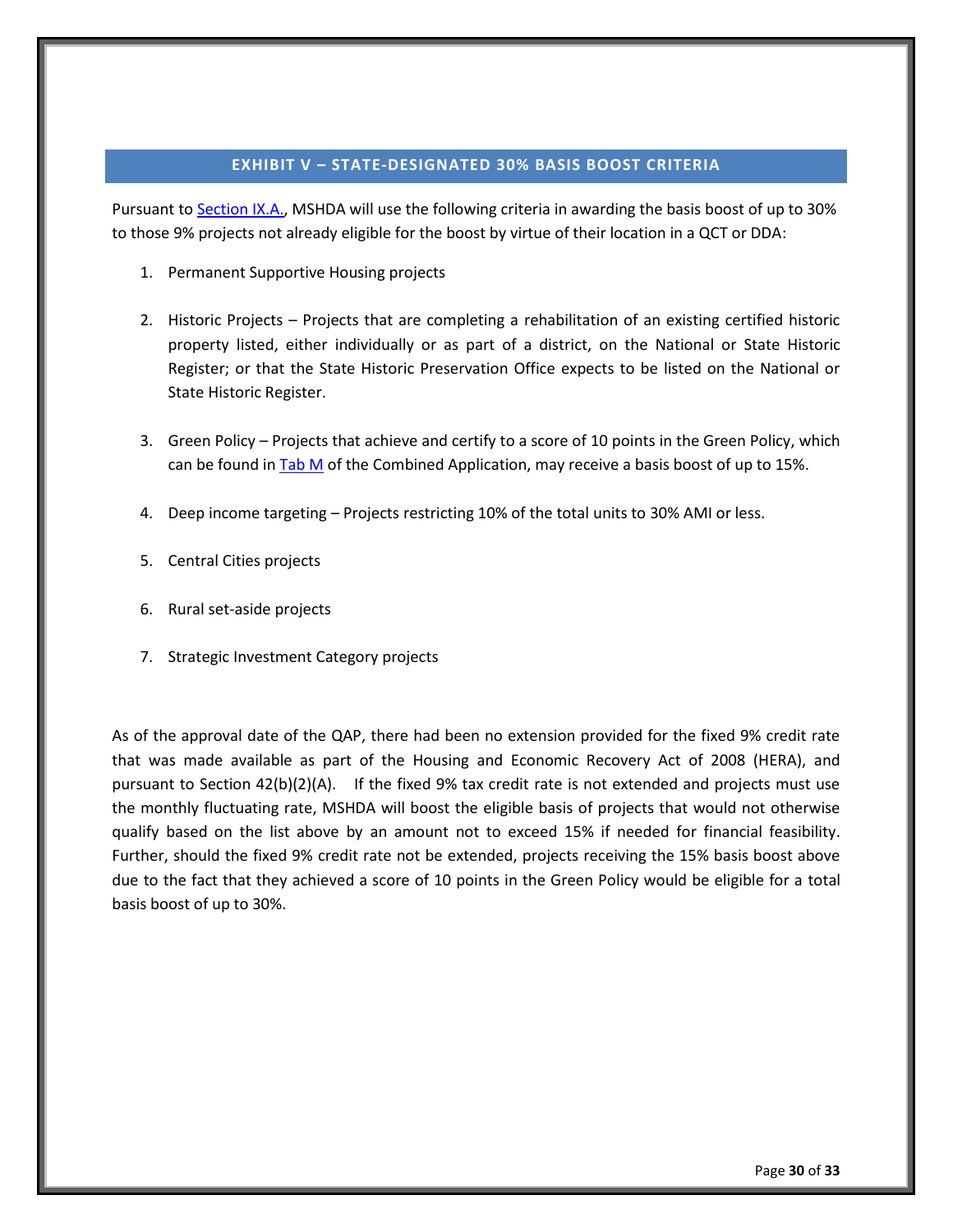## EXHIBIT V – STATE-DESIGNATED 30% BASIS BOOST CRITERIA

Pursuant to Section IX.A., MSHDA will use the following criteria in awarding the basis boost of up to 30% to those 9% projects not already eligible for the boost by virtue of their location in a QCT or DDA:

1. Permanent Supportive Housing projects

2. Historic Projects – Projects that are completing a rehabilitation of an existing certified historic property listed, either individually or as part of a district, on the National or State Historic Register; or that the State Historic Preservation Office expects to be listed on the National or State Historic Register.

3. Green Policy – Projects that achieve and certify to a score of 10 points in the Green Policy, which can be found in Tab M of the Combined Application, may receive a basis boost of up to 15%.

4. Deep income targeting – Projects restricting 10% of the total units to 30% AMI or less.

5. Central Cities projects

6. Rural set-aside projects

7. Strategic Investment Category projects

As of the approval date of the QAP, there had been no extension provided for the fixed 9% credit rate that was made available as part of the Housing and Economic Recovery Act of 2008 (HERA), and pursuant to Section 42(b)(2)(A). If the fixed 9% tax credit rate is not extended and projects must use the monthly fluctuating rate, MSHDA will boost the eligible basis of projects that would not otherwise qualify based on the list above by an amount not to exceed 15% if needed for financial feasibility. Further, should the fixed 9% credit rate not be extended, projects receiving the 15% basis boost above due to the fact that they achieved a score of 10 points in the Green Policy would be eligible for a total basis boost of up to 30%.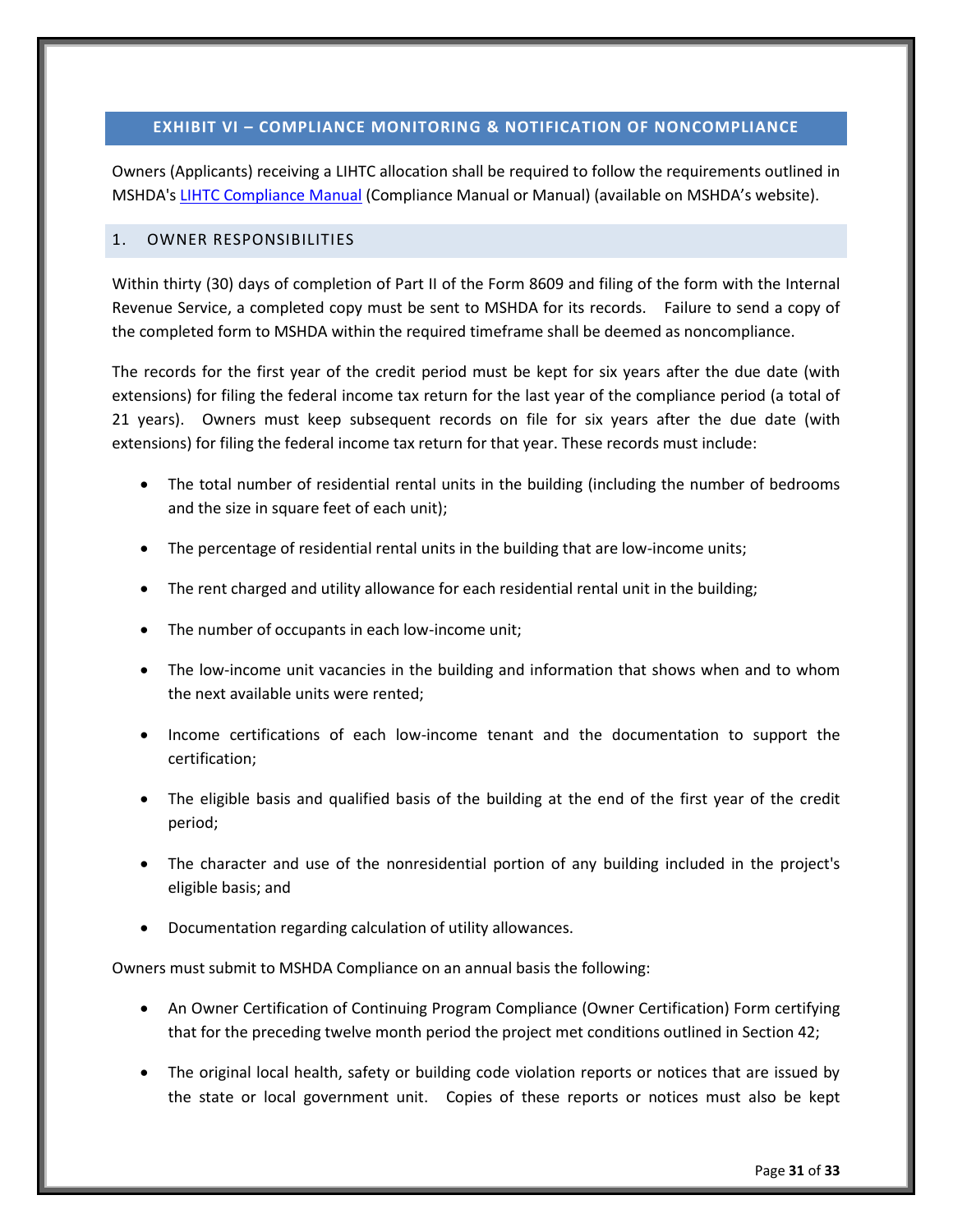## EXHIBIT VI – COMPLIANCE MONITORING & NOTIFICATION OF NONCOMPLIANCE

Owners (Applicants) receiving a LIHTC allocation shall be required to follow the requirements outlined in MSHDA's LIHTC Compliance Manual (Compliance Manual or Manual) (available on MSHDA's website).

### 1. OWNER RESPONSIBILITIES

Within thirty (30) days of completion of Part II of the Form 8609 and filing of the form with the Internal Revenue Service, a completed copy must be sent to MSHDA for its records. Failure to send a copy of the completed form to MSHDA within the required timeframe shall be deemed as noncompliance.

The records for the first year of the credit period must be kept for six years after the due date (with extensions) for filing the federal income tax return for the last year of the compliance period (a total of 21 years). Owners must keep subsequent records on file for six years after the due date (with extensions) for filing the federal income tax return for that year. These records must include:

- The total number of residential rental units in the building (including the number of bedrooms and the size in square feet of each unit);
- The percentage of residential rental units in the building that are low-income units;
- The rent charged and utility allowance for each residential rental unit in the building;
- The number of occupants in each low-income unit;
- The low-income unit vacancies in the building and information that shows when and to whom the next available units were rented;
- Income certifications of each low-income tenant and the documentation to support the certification;
- The eligible basis and qualified basis of the building at the end of the first year of the credit period;
- The character and use of the nonresidential portion of any building included in the project's eligible basis; and
- Documentation regarding calculation of utility allowances.

Owners must submit to MSHDA Compliance on an annual basis the following:

- An Owner Certification of Continuing Program Compliance (Owner Certification) Form certifying that for the preceding twelve month period the project met conditions outlined in Section 42;
- The original local health, safety or building code violation reports or notices that are issued by the state or local government unit. Copies of these reports or notices must also be kept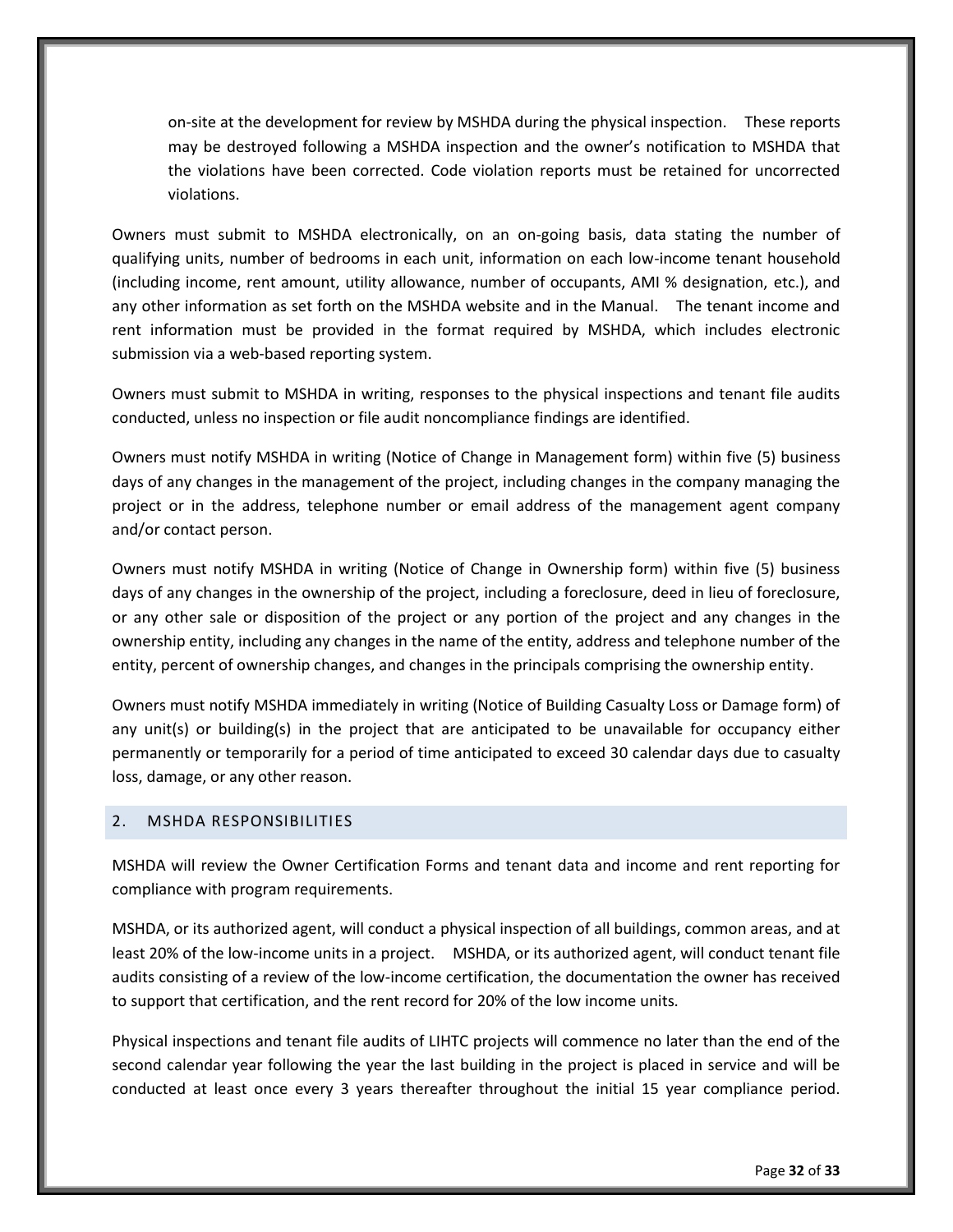on-site at the development for review by MSHDA during the physical inspection. These reports may be destroyed following a MSHDA inspection and the owner's notification to MSHDA that the violations have been corrected. Code violation reports must be retained for uncorrected violations.

Owners must submit to MSHDA electronically, on an on-going basis, data stating the number of qualifying units, number of bedrooms in each unit, information on each low-income tenant household (including income, rent amount, utility allowance, number of occupants, AMI % designation, etc.), and any other information as set forth on the MSHDA website and in the Manual. The tenant income and rent information must be provided in the format required by MSHDA, which includes electronic submission via a web-based reporting system.

Owners must submit to MSHDA in writing, responses to the physical inspections and tenant file audits conducted, unless no inspection or file audit noncompliance findings are identified.

Owners must notify MSHDA in writing (Notice of Change in Management form) within five (5) business days of any changes in the management of the project, including changes in the company managing the project or in the address, telephone number or email address of the management agent company and/or contact person.

Owners must notify MSHDA in writing (Notice of Change in Ownership form) within five (5) business days of any changes in the ownership of the project, including a foreclosure, deed in lieu of foreclosure, or any other sale or disposition of the project or any portion of the project and any changes in the ownership entity, including any changes in the name of the entity, address and telephone number of the entity, percent of ownership changes, and changes in the principals comprising the ownership entity.

Owners must notify MSHDA immediately in writing (Notice of Building Casualty Loss or Damage form) of any unit(s) or building(s) in the project that are anticipated to be unavailable for occupancy either permanently or temporarily for a period of time anticipated to exceed 30 calendar days due to casualty loss, damage, or any other reason.

## 2. MSHDA RESPONSIBILITIES

MSHDA will review the Owner Certification Forms and tenant data and income and rent reporting for compliance with program requirements.

MSHDA, or its authorized agent, will conduct a physical inspection of all buildings, common areas, and at least 20% of the low-income units in a project. MSHDA, or its authorized agent, will conduct tenant file audits consisting of a review of the low-income certification, the documentation the owner has received to support that certification, and the rent record for 20% of the low income units.

Physical inspections and tenant file audits of LIHTC projects will commence no later than the end of the second calendar year following the year the last building in the project is placed in service and will be conducted at least once every 3 years thereafter throughout the initial 15 year compliance period.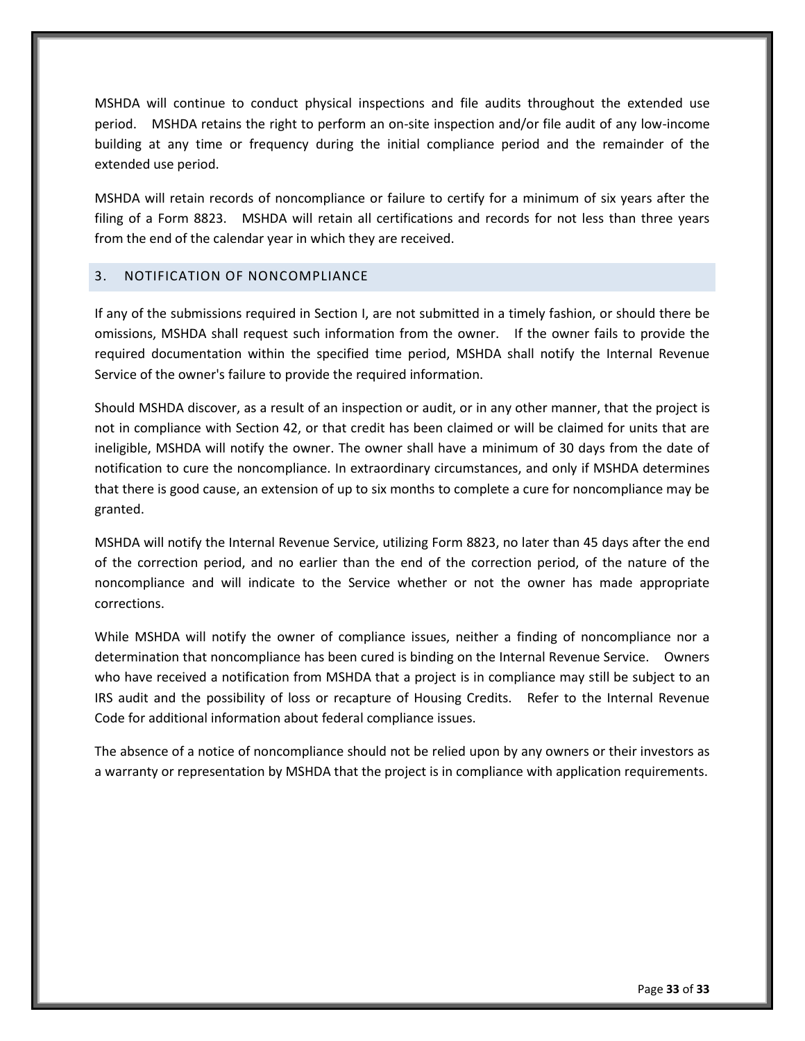MSHDA will continue to conduct physical inspections and file audits throughout the extended use period. MSHDA retains the right to perform an on-site inspection and/or file audit of any low-income building at any time or frequency during the initial compliance period and the remainder of the extended use period.

MSHDA will retain records of noncompliance or failure to certify for a minimum of six years after the filing of a Form 8823. MSHDA will retain all certifications and records for not less than three years from the end of the calendar year in which they are received.

## 3. NOTIFICATION OF NONCOMPLIANCE

If any of the submissions required in Section I, are not submitted in a timely fashion, or should there be omissions, MSHDA shall request such information from the owner. If the owner fails to provide the required documentation within the specified time period, MSHDA shall notify the Internal Revenue Service of the owner's failure to provide the required information.

Should MSHDA discover, as a result of an inspection or audit, or in any other manner, that the project is not in compliance with Section 42, or that credit has been claimed or will be claimed for units that are ineligible, MSHDA will notify the owner. The owner shall have a minimum of 30 days from the date of notification to cure the noncompliance. In extraordinary circumstances, and only if MSHDA determines that there is good cause, an extension of up to six months to complete a cure for noncompliance may be granted.

MSHDA will notify the Internal Revenue Service, utilizing Form 8823, no later than 45 days after the end of the correction period, and no earlier than the end of the correction period, of the nature of the noncompliance and will indicate to the Service whether or not the owner has made appropriate corrections.

While MSHDA will notify the owner of compliance issues, neither a finding of noncompliance nor a determination that noncompliance has been cured is binding on the Internal Revenue Service. Owners who have received a notification from MSHDA that a project is in compliance may still be subject to an IRS audit and the possibility of loss or recapture of Housing Credits. Refer to the Internal Revenue Code for additional information about federal compliance issues.

The absence of a notice of noncompliance should not be relied upon by any owners or their investors as a warranty or representation by MSHDA that the project is in compliance with application requirements.